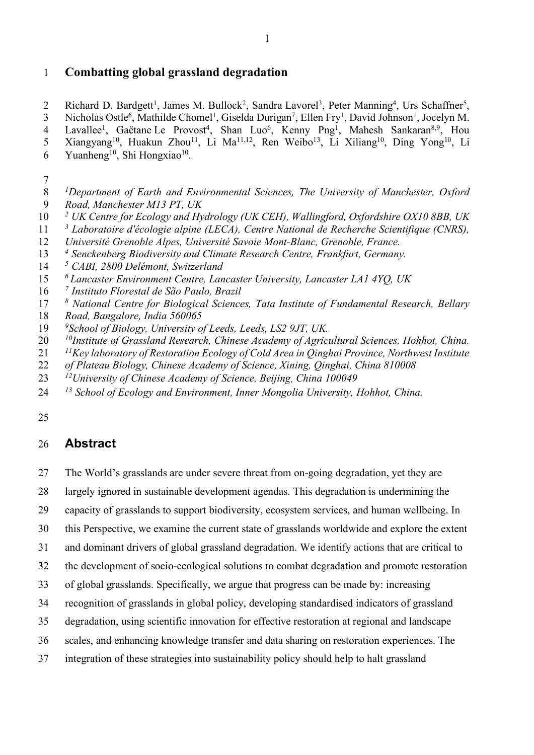# Combatting global grassland degradation

Richard D. Bardgett[1], James M. Bullock[2], Sandra Lavorel[3], Peter Manning[4], Urs Schaffner[5], Nicholas Ostle[6], Mathilde Chomel[1], Giselda Durigan[7], Ellen Fry[1], David Johnson[1], Jocelyn M. Lavallee[1], Gaëtane Le Provost[4], Shan Luo[6], Kenny Png[1], Mahesh Sankaran[8,9], Hou Xiangyang[10], Huakun Zhou[11], Li Ma[11,12], Ren Weibo[13], Li Xiliang[10], Ding Yong[10], Li Yuanheng[10], Shi Hongxiao[10].

*[1]Department of Earth and Environmental Sciences, The University of Manchester, Oxford Road, Manchester M13 PT, UK*
*[2] UK Centre for Ecology and Hydrology (UK CEH), Wallingford, Oxfordshire OX10 8BB, UK*
*[3] Laboratoire d'écologie alpine (LECA), Centre National de Recherche Scientifique (CNRS), Université Grenoble Alpes, Université Savoie Mont-Blanc, Grenoble, France.*
*[4] Senckenberg Biodiversity and Climate Research Centre, Frankfurt, Germany.*
*[5] CABI, 2800 Delémont, Switzerland*
*[6] Lancaster Environment Centre, Lancaster University, Lancaster LA1 4YQ, UK*
*[7] Instituto Florestal de São Paulo, Brazil*
*[8] National Centre for Biological Sciences, Tata Institute of Fundamental Research, Bellary Road, Bangalore, India 560065*
*[9]School of Biology, University of Leeds, Leeds, LS2 9JT, UK.*
*[10]Institute of Grassland Research, Chinese Academy of Agricultural Sciences, Hohhot, China.*
*[11]Key laboratory of Restoration Ecology of Cold Area in Qinghai Province, Northwest Institute of Plateau Biology, Chinese Academy of Science, Xining, Qinghai, China 810008*
*[12]University of Chinese Academy of Science, Beijing, China 100049*
*[13] School of Ecology and Environment, Inner Mongolia University, Hohhot, China.*

## Abstract

The World's grasslands are under severe threat from on-going degradation, yet they are largely ignored in sustainable development agendas. This degradation is undermining the capacity of grasslands to support biodiversity, ecosystem services, and human wellbeing. In this Perspective, we examine the current state of grasslands worldwide and explore the extent and dominant drivers of global grassland degradation. We identify actions that are critical to the development of socio-ecological solutions to combat degradation and promote restoration of global grasslands. Specifically, we argue that progress can be made by: increasing recognition of grasslands in global policy, developing standardised indicators of grassland degradation, using scientific innovation for effective restoration at regional and landscape scales, and enhancing knowledge transfer and data sharing on restoration experiences. The integration of these strategies into sustainability policy should help to halt grassland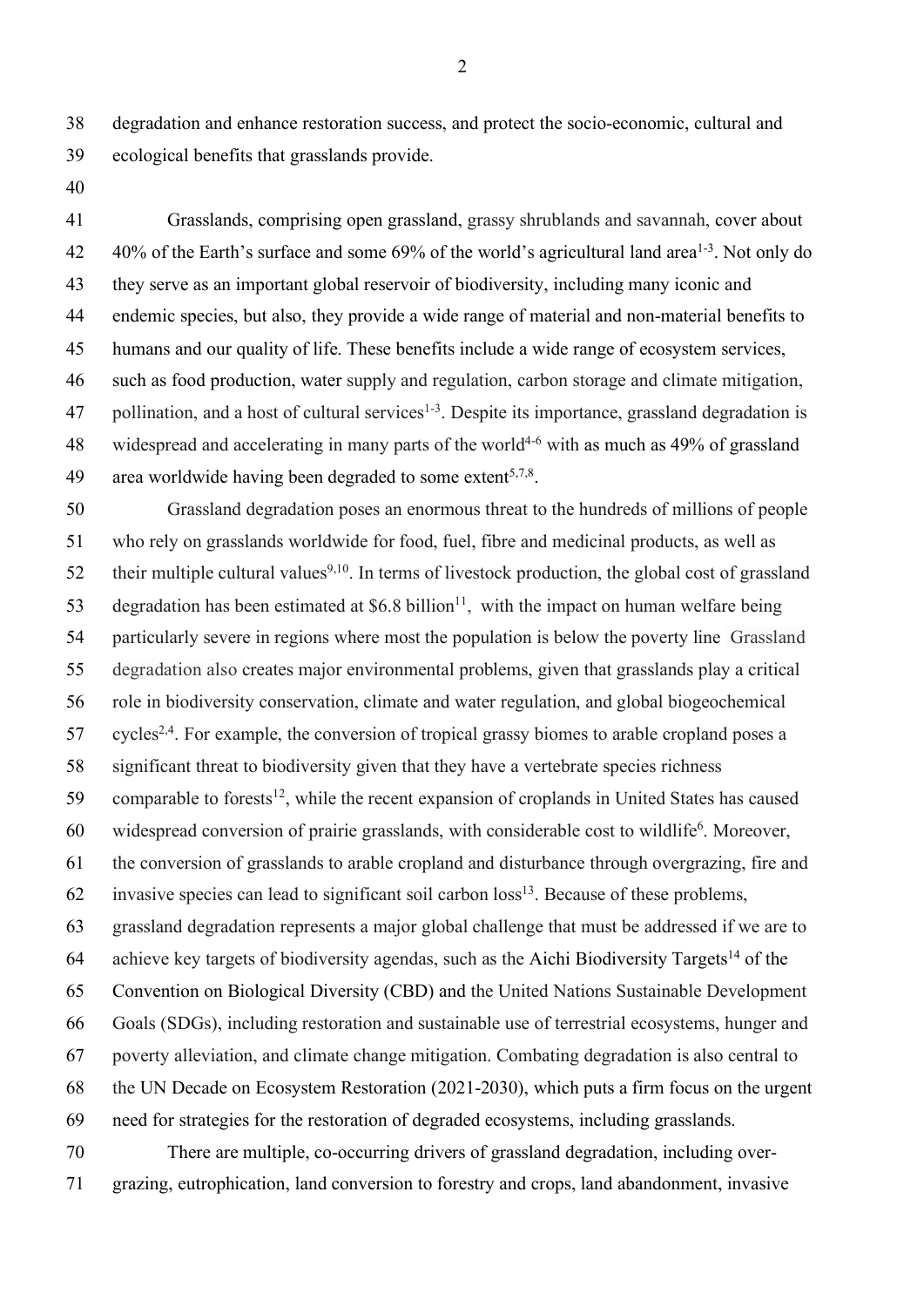degradation and enhance restoration success, and protect the socio-economic, cultural and ecological benefits that grasslands provide.

Grasslands, comprising open grassland, grassy shrublands and savannah, cover about 40% of the Earth's surface and some 69% of the world's agricultural land area[1-3]. Not only do they serve as an important global reservoir of biodiversity, including many iconic and endemic species, but also, they provide a wide range of material and non-material benefits to humans and our quality of life. These benefits include a wide range of ecosystem services, such as food production, water supply and regulation, carbon storage and climate mitigation, pollination, and a host of cultural services[1-3]. Despite its importance, grassland degradation is widespread and accelerating in many parts of the world[4-6] with as much as 49% of grassland area worldwide having been degraded to some extent[5,7,8].

Grassland degradation poses an enormous threat to the hundreds of millions of people who rely on grasslands worldwide for food, fuel, fibre and medicinal products, as well as their multiple cultural values[9,10]. In terms of livestock production, the global cost of grassland degradation has been estimated at \$6.8 billion[11], with the impact on human welfare being particularly severe in regions where most the population is below the poverty line Grassland degradation also creates major environmental problems, given that grasslands play a critical role in biodiversity conservation, climate and water regulation, and global biogeochemical cycles[2,4]. For example, the conversion of tropical grassy biomes to arable cropland poses a significant threat to biodiversity given that they have a vertebrate species richness comparable to forests[12], while the recent expansion of croplands in United States has caused widespread conversion of prairie grasslands, with considerable cost to wildlife[6]. Moreover, the conversion of grasslands to arable cropland and disturbance through overgrazing, fire and invasive species can lead to significant soil carbon loss[13]. Because of these problems, grassland degradation represents a major global challenge that must be addressed if we are to achieve key targets of biodiversity agendas, such as the Aichi Biodiversity Targets[14] of the Convention on Biological Diversity (CBD) and the United Nations Sustainable Development Goals (SDGs), including restoration and sustainable use of terrestrial ecosystems, hunger and poverty alleviation, and climate change mitigation. Combating degradation is also central to the UN Decade on Ecosystem Restoration (2021-2030), which puts a firm focus on the urgent need for strategies for the restoration of degraded ecosystems, including grasslands.

There are multiple, co-occurring drivers of grassland degradation, including over-grazing, eutrophication, land conversion to forestry and crops, land abandonment, invasive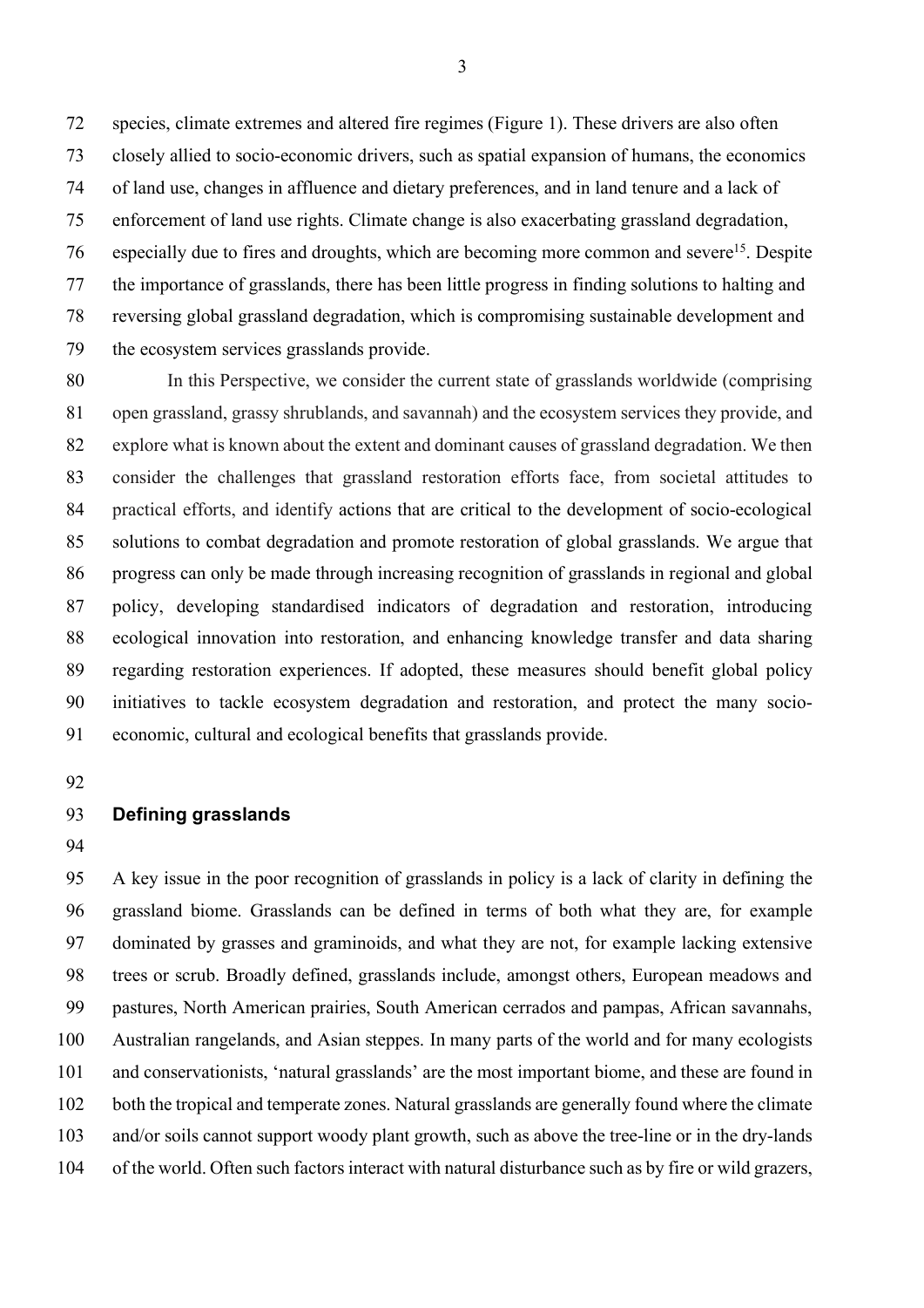species, climate extremes and altered fire regimes (Figure 1). These drivers are also often closely allied to socio-economic drivers, such as spatial expansion of humans, the economics of land use, changes in affluence and dietary preferences, and in land tenure and a lack of enforcement of land use rights. Climate change is also exacerbating grassland degradation, especially due to fires and droughts, which are becoming more common and severe[15]. Despite the importance of grasslands, there has been little progress in finding solutions to halting and reversing global grassland degradation, which is compromising sustainable development and the ecosystem services grasslands provide.

In this Perspective, we consider the current state of grasslands worldwide (comprising open grassland, grassy shrublands, and savannah) and the ecosystem services they provide, and explore what is known about the extent and dominant causes of grassland degradation. We then consider the challenges that grassland restoration efforts face, from societal attitudes to practical efforts, and identify actions that are critical to the development of socio-ecological solutions to combat degradation and promote restoration of global grasslands. We argue that progress can only be made through increasing recognition of grasslands in regional and global policy, developing standardised indicators of degradation and restoration, introducing ecological innovation into restoration, and enhancing knowledge transfer and data sharing regarding restoration experiences. If adopted, these measures should benefit global policy initiatives to tackle ecosystem degradation and restoration, and protect the many socio-economic, cultural and ecological benefits that grasslands provide.

## Defining grasslands

A key issue in the poor recognition of grasslands in policy is a lack of clarity in defining the grassland biome. Grasslands can be defined in terms of both what they are, for example dominated by grasses and graminoids, and what they are not, for example lacking extensive trees or scrub. Broadly defined, grasslands include, amongst others, European meadows and pastures, North American prairies, South American cerrados and pampas, African savannahs, Australian rangelands, and Asian steppes. In many parts of the world and for many ecologists and conservationists, 'natural grasslands' are the most important biome, and these are found in both the tropical and temperate zones. Natural grasslands are generally found where the climate and/or soils cannot support woody plant growth, such as above the tree-line or in the dry-lands of the world. Often such factors interact with natural disturbance such as by fire or wild grazers,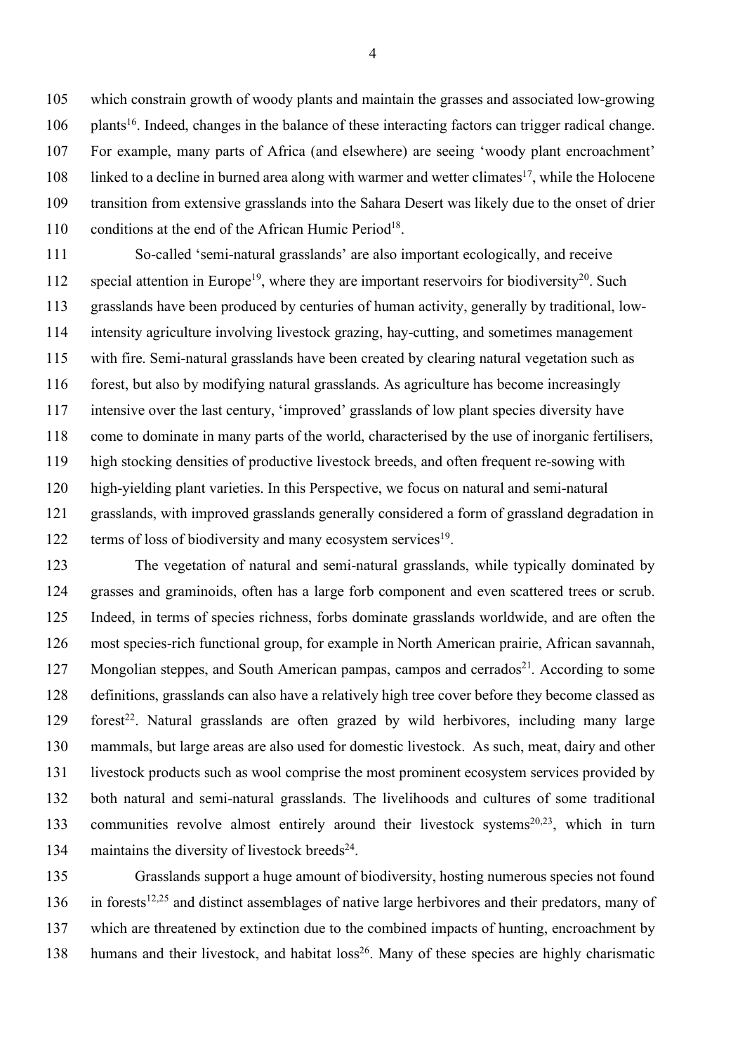which constrain growth of woody plants and maintain the grasses and associated low-growing plants[16]. Indeed, changes in the balance of these interacting factors can trigger radical change. For example, many parts of Africa (and elsewhere) are seeing 'woody plant encroachment' linked to a decline in burned area along with warmer and wetter climates[17], while the Holocene transition from extensive grasslands into the Sahara Desert was likely due to the onset of drier conditions at the end of the African Humic Period[18].

So-called 'semi-natural grasslands' are also important ecologically, and receive special attention in Europe[19], where they are important reservoirs for biodiversity[20]. Such grasslands have been produced by centuries of human activity, generally by traditional, low-intensity agriculture involving livestock grazing, hay-cutting, and sometimes management with fire. Semi-natural grasslands have been created by clearing natural vegetation such as forest, but also by modifying natural grasslands. As agriculture has become increasingly intensive over the last century, 'improved' grasslands of low plant species diversity have come to dominate in many parts of the world, characterised by the use of inorganic fertilisers, high stocking densities of productive livestock breeds, and often frequent re-sowing with high-yielding plant varieties. In this Perspective, we focus on natural and semi-natural grasslands, with improved grasslands generally considered a form of grassland degradation in terms of loss of biodiversity and many ecosystem services[19].

The vegetation of natural and semi-natural grasslands, while typically dominated by grasses and graminoids, often has a large forb component and even scattered trees or scrub. Indeed, in terms of species richness, forbs dominate grasslands worldwide, and are often the most species-rich functional group, for example in North American prairie, African savannah, Mongolian steppes, and South American pampas, campos and cerrados[21]. According to some definitions, grasslands can also have a relatively high tree cover before they become classed as forest[22]. Natural grasslands are often grazed by wild herbivores, including many large mammals, but large areas are also used for domestic livestock. As such, meat, dairy and other livestock products such as wool comprise the most prominent ecosystem services provided by both natural and semi-natural grasslands. The livelihoods and cultures of some traditional communities revolve almost entirely around their livestock systems[20,23], which in turn maintains the diversity of livestock breeds[24].

Grasslands support a huge amount of biodiversity, hosting numerous species not found in forests[12,25] and distinct assemblages of native large herbivores and their predators, many of which are threatened by extinction due to the combined impacts of hunting, encroachment by humans and their livestock, and habitat loss[26]. Many of these species are highly charismatic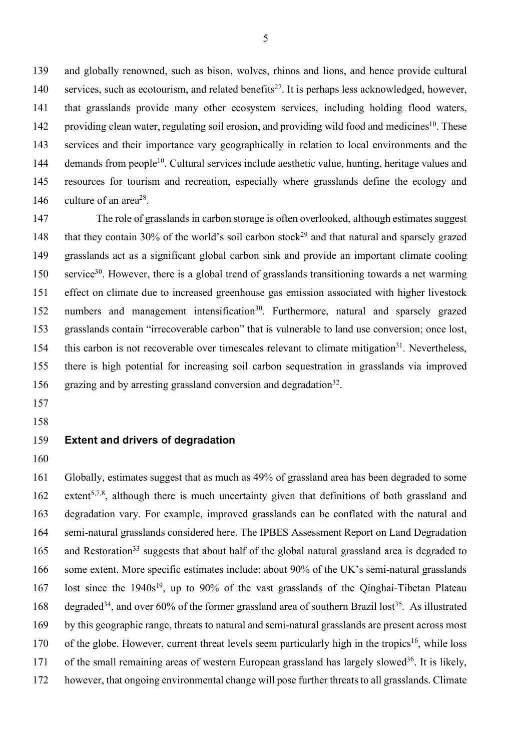and globally renowned, such as bison, wolves, rhinos and lions, and hence provide cultural services, such as ecotourism, and related benefits[27]. It is perhaps less acknowledged, however, that grasslands provide many other ecosystem services, including holding flood waters, providing clean water, regulating soil erosion, and providing wild food and medicines[10]. These services and their importance vary geographically in relation to local environments and the demands from people[10]. Cultural services include aesthetic value, hunting, heritage values and resources for tourism and recreation, especially where grasslands define the ecology and culture of an area[28].

The role of grasslands in carbon storage is often overlooked, although estimates suggest that they contain 30% of the world's soil carbon stock[29] and that natural and sparsely grazed grasslands act as a significant global carbon sink and provide an important climate cooling service[30]. However, there is a global trend of grasslands transitioning towards a net warming effect on climate due to increased greenhouse gas emission associated with higher livestock numbers and management intensification[30]. Furthermore, natural and sparsely grazed grasslands contain "irrecoverable carbon" that is vulnerable to land use conversion; once lost, this carbon is not recoverable over timescales relevant to climate mitigation[31]. Nevertheless, there is high potential for increasing soil carbon sequestration in grasslands via improved grazing and by arresting grassland conversion and degradation[32].

## Extent and drivers of degradation

Globally, estimates suggest that as much as 49% of grassland area has been degraded to some extent[5,7,8], although there is much uncertainty given that definitions of both grassland and degradation vary. For example, improved grasslands can be conflated with the natural and semi-natural grasslands considered here. The IPBES Assessment Report on Land Degradation and Restoration[33] suggests that about half of the global natural grassland area is degraded to some extent. More specific estimates include: about 90% of the UK's semi-natural grasslands lost since the 1940s[19], up to 90% of the vast grasslands of the Qinghai-Tibetan Plateau degraded[34], and over 60% of the former grassland area of southern Brazil lost[35]. As illustrated by this geographic range, threats to natural and semi-natural grasslands are present across most of the globe. However, current threat levels seem particularly high in the tropics[16], while loss of the small remaining areas of western European grassland has largely slowed[36]. It is likely, however, that ongoing environmental change will pose further threats to all grasslands. Climate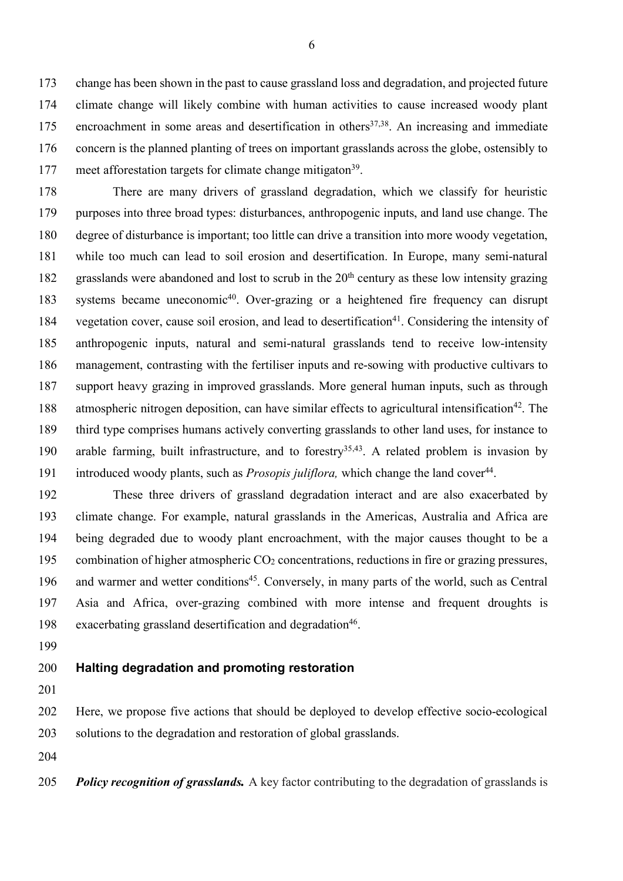change has been shown in the past to cause grassland loss and degradation, and projected future climate change will likely combine with human activities to cause increased woody plant encroachment in some areas and desertification in others[37,38]. An increasing and immediate concern is the planned planting of trees on important grasslands across the globe, ostensibly to meet afforestation targets for climate change mitigaton[39].

There are many drivers of grassland degradation, which we classify for heuristic purposes into three broad types: disturbances, anthropogenic inputs, and land use change. The degree of disturbance is important; too little can drive a transition into more woody vegetation, while too much can lead to soil erosion and desertification. In Europe, many semi-natural grasslands were abandoned and lost to scrub in the 20th century as these low intensity grazing systems became uneconomic[40]. Over-grazing or a heightened fire frequency can disrupt vegetation cover, cause soil erosion, and lead to desertification[41]. Considering the intensity of anthropogenic inputs, natural and semi-natural grasslands tend to receive low-intensity management, contrasting with the fertiliser inputs and re-sowing with productive cultivars to support heavy grazing in improved grasslands. More general human inputs, such as through atmospheric nitrogen deposition, can have similar effects to agricultural intensification[42]. The third type comprises humans actively converting grasslands to other land uses, for instance to arable farming, built infrastructure, and to forestry[35,43]. A related problem is invasion by introduced woody plants, such as *Prosopis juliflora,* which change the land cover[44].

These three drivers of grassland degradation interact and are also exacerbated by climate change. For example, natural grasslands in the Americas, Australia and Africa are being degraded due to woody plant encroachment, with the major causes thought to be a combination of higher atmospheric $CO_2$ concentrations, reductions in fire or grazing pressures, and warmer and wetter conditions[45]. Conversely, in many parts of the world, such as Central Asia and Africa, over-grazing combined with more intense and frequent droughts is exacerbating grassland desertification and degradation[46].

## Halting degradation and promoting restoration

Here, we propose five actions that should be deployed to develop effective socio-ecological solutions to the degradation and restoration of global grasslands.

***Policy recognition of grasslands.*** A key factor contributing to the degradation of grasslands is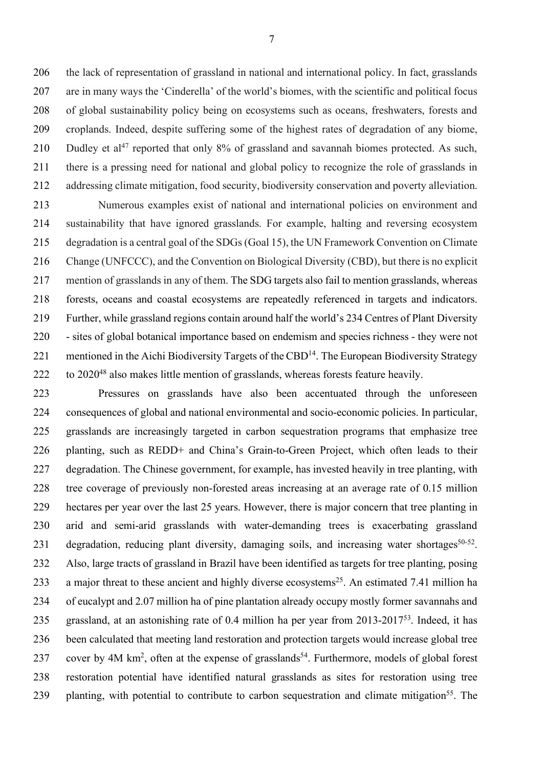the lack of representation of grassland in national and international policy. In fact, grasslands are in many ways the 'Cinderella' of the world's biomes, with the scientific and political focus of global sustainability policy being on ecosystems such as oceans, freshwaters, forests and croplands. Indeed, despite suffering some of the highest rates of degradation of any biome, Dudley et al[47] reported that only 8% of grassland and savannah biomes protected. As such, there is a pressing need for national and global policy to recognize the role of grasslands in addressing climate mitigation, food security, biodiversity conservation and poverty alleviation.

Numerous examples exist of national and international policies on environment and sustainability that have ignored grasslands. For example, halting and reversing ecosystem degradation is a central goal of the SDGs (Goal 15), the UN Framework Convention on Climate Change (UNFCCC), and the Convention on Biological Diversity (CBD), but there is no explicit mention of grasslands in any of them. The SDG targets also fail to mention grasslands, whereas forests, oceans and coastal ecosystems are repeatedly referenced in targets and indicators. Further, while grassland regions contain around half the world's 234 Centres of Plant Diversity - sites of global botanical importance based on endemism and species richness - they were not mentioned in the Aichi Biodiversity Targets of the CBD[14]. The European Biodiversity Strategy to 2020[48] also makes little mention of grasslands, whereas forests feature heavily.

Pressures on grasslands have also been accentuated through the unforeseen consequences of global and national environmental and socio-economic policies. In particular, grasslands are increasingly targeted in carbon sequestration programs that emphasize tree planting, such as REDD+ and China's Grain-to-Green Project, which often leads to their degradation. The Chinese government, for example, has invested heavily in tree planting, with tree coverage of previously non-forested areas increasing at an average rate of 0.15 million hectares per year over the last 25 years. However, there is major concern that tree planting in arid and semi-arid grasslands with water-demanding trees is exacerbating grassland degradation, reducing plant diversity, damaging soils, and increasing water shortages[50-52]. Also, large tracts of grassland in Brazil have been identified as targets for tree planting, posing a major threat to these ancient and highly diverse ecosystems[25]. An estimated 7.41 million ha of eucalypt and 2.07 million ha of pine plantation already occupy mostly former savannahs and grassland, at an astonishing rate of 0.4 million ha per year from 2013-2017[53]. Indeed, it has been calculated that meeting land restoration and protection targets would increase global tree cover by 4M km$^2$, often at the expense of grasslands[54]. Furthermore, models of global forest restoration potential have identified natural grasslands as sites for restoration using tree planting, with potential to contribute to carbon sequestration and climate mitigation[55]. The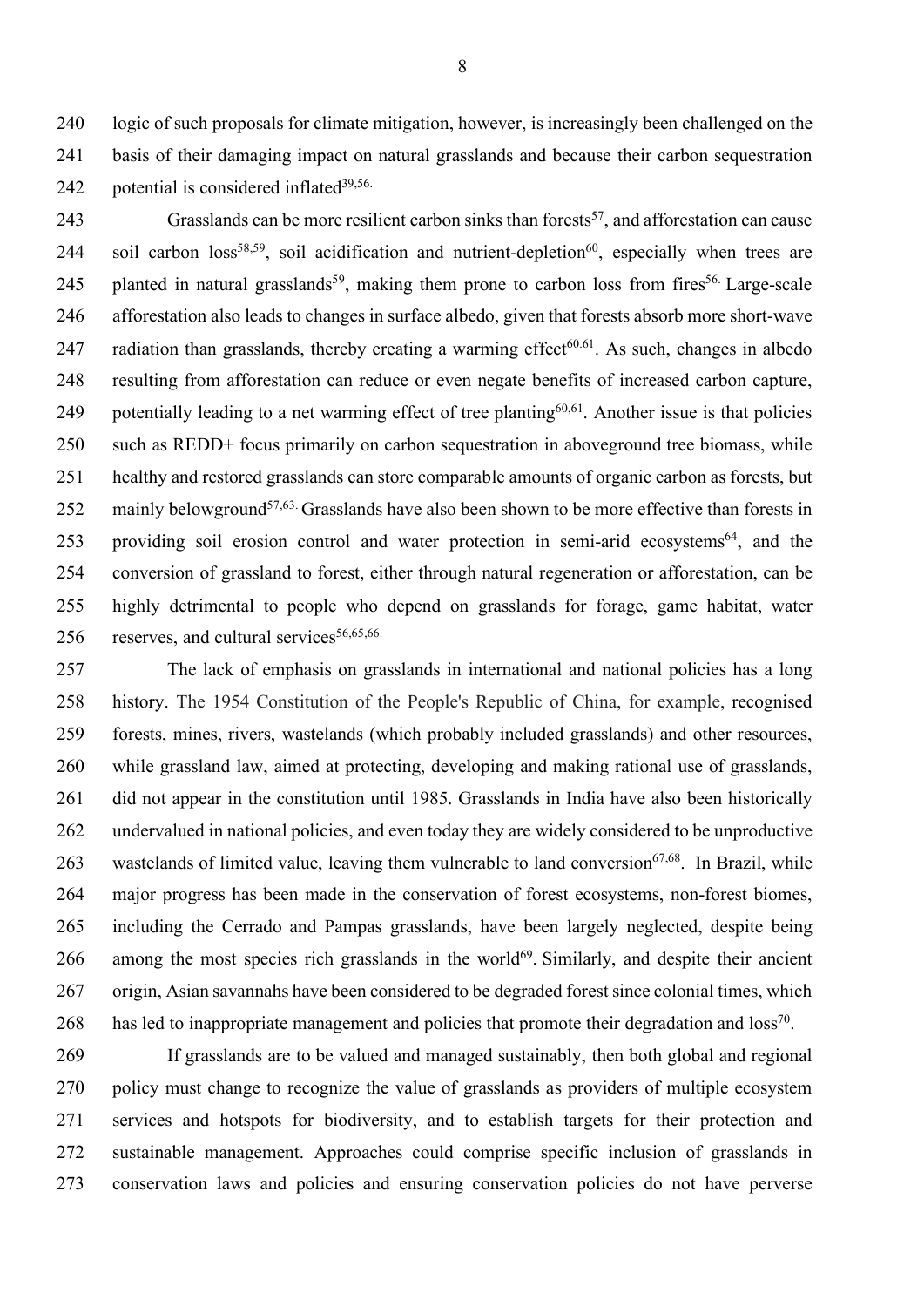logic of such proposals for climate mitigation, however, is increasingly been challenged on the basis of their damaging impact on natural grasslands and because their carbon sequestration potential is considered inflated[39,56.]

Grasslands can be more resilient carbon sinks than forests[57], and afforestation can cause soil carbon loss[58,59], soil acidification and nutrient-depletion[60], especially when trees are planted in natural grasslands[59], making them prone to carbon loss from fires[56.] Large-scale afforestation also leads to changes in surface albedo, given that forests absorb more short-wave radiation than grasslands, thereby creating a warming effect[60.61]. As such, changes in albedo resulting from afforestation can reduce or even negate benefits of increased carbon capture, potentially leading to a net warming effect of tree planting[60,61]. Another issue is that policies such as REDD+ focus primarily on carbon sequestration in aboveground tree biomass, while healthy and restored grasslands can store comparable amounts of organic carbon as forests, but mainly belowground[57,63.] Grasslands have also been shown to be more effective than forests in providing soil erosion control and water protection in semi-arid ecosystems[64], and the conversion of grassland to forest, either through natural regeneration or afforestation, can be highly detrimental to people who depend on grasslands for forage, game habitat, water reserves, and cultural services[56,65,66.]

The lack of emphasis on grasslands in international and national policies has a long history. The 1954 Constitution of the People's Republic of China, for example, recognised forests, mines, rivers, wastelands (which probably included grasslands) and other resources, while grassland law, aimed at protecting, developing and making rational use of grasslands, did not appear in the constitution until 1985. Grasslands in India have also been historically undervalued in national policies, and even today they are widely considered to be unproductive wastelands of limited value, leaving them vulnerable to land conversion[67,68]. In Brazil, while major progress has been made in the conservation of forest ecosystems, non-forest biomes, including the Cerrado and Pampas grasslands, have been largely neglected, despite being among the most species rich grasslands in the world[69]. Similarly, and despite their ancient origin, Asian savannahs have been considered to be degraded forest since colonial times, which has led to inappropriate management and policies that promote their degradation and loss[70].

If grasslands are to be valued and managed sustainably, then both global and regional policy must change to recognize the value of grasslands as providers of multiple ecosystem services and hotspots for biodiversity, and to establish targets for their protection and sustainable management. Approaches could comprise specific inclusion of grasslands in conservation laws and policies and ensuring conservation policies do not have perverse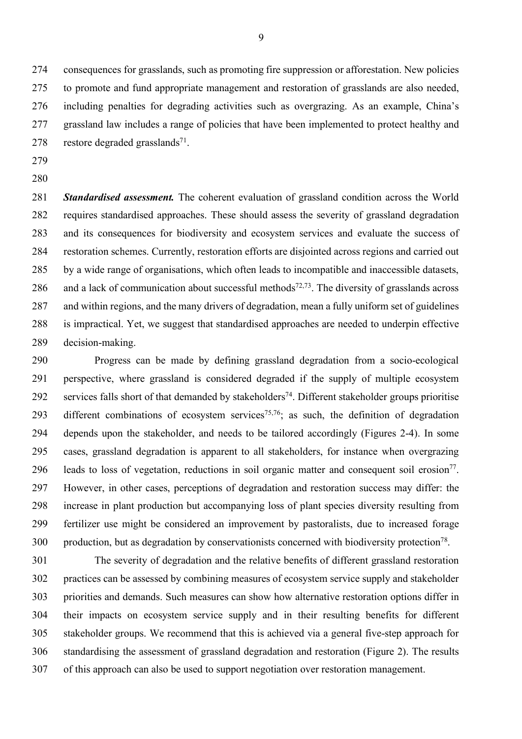consequences for grasslands, such as promoting fire suppression or afforestation. New policies to promote and fund appropriate management and restoration of grasslands are also needed, including penalties for degrading activities such as overgrazing. As an example, China's grassland law includes a range of policies that have been implemented to protect healthy and restore degraded grasslands[71].

***Standardised assessment.*** The coherent evaluation of grassland condition across the World requires standardised approaches. These should assess the severity of grassland degradation and its consequences for biodiversity and ecosystem services and evaluate the success of restoration schemes. Currently, restoration efforts are disjointed across regions and carried out by a wide range of organisations, which often leads to incompatible and inaccessible datasets, and a lack of communication about successful methods[72,73]. The diversity of grasslands across and within regions, and the many drivers of degradation, mean a fully uniform set of guidelines is impractical. Yet, we suggest that standardised approaches are needed to underpin effective decision-making.

Progress can be made by defining grassland degradation from a socio-ecological perspective, where grassland is considered degraded if the supply of multiple ecosystem services falls short of that demanded by stakeholders[74]. Different stakeholder groups prioritise different combinations of ecosystem services[75,76]; as such, the definition of degradation depends upon the stakeholder, and needs to be tailored accordingly (Figures 2-4). In some cases, grassland degradation is apparent to all stakeholders, for instance when overgrazing leads to loss of vegetation, reductions in soil organic matter and consequent soil erosion[77]. However, in other cases, perceptions of degradation and restoration success may differ: the increase in plant production but accompanying loss of plant species diversity resulting from fertilizer use might be considered an improvement by pastoralists, due to increased forage production, but as degradation by conservationists concerned with biodiversity protection[78].

The severity of degradation and the relative benefits of different grassland restoration practices can be assessed by combining measures of ecosystem service supply and stakeholder priorities and demands. Such measures can show how alternative restoration options differ in their impacts on ecosystem service supply and in their resulting benefits for different stakeholder groups. We recommend that this is achieved via a general five-step approach for standardising the assessment of grassland degradation and restoration (Figure 2). The results of this approach can also be used to support negotiation over restoration management.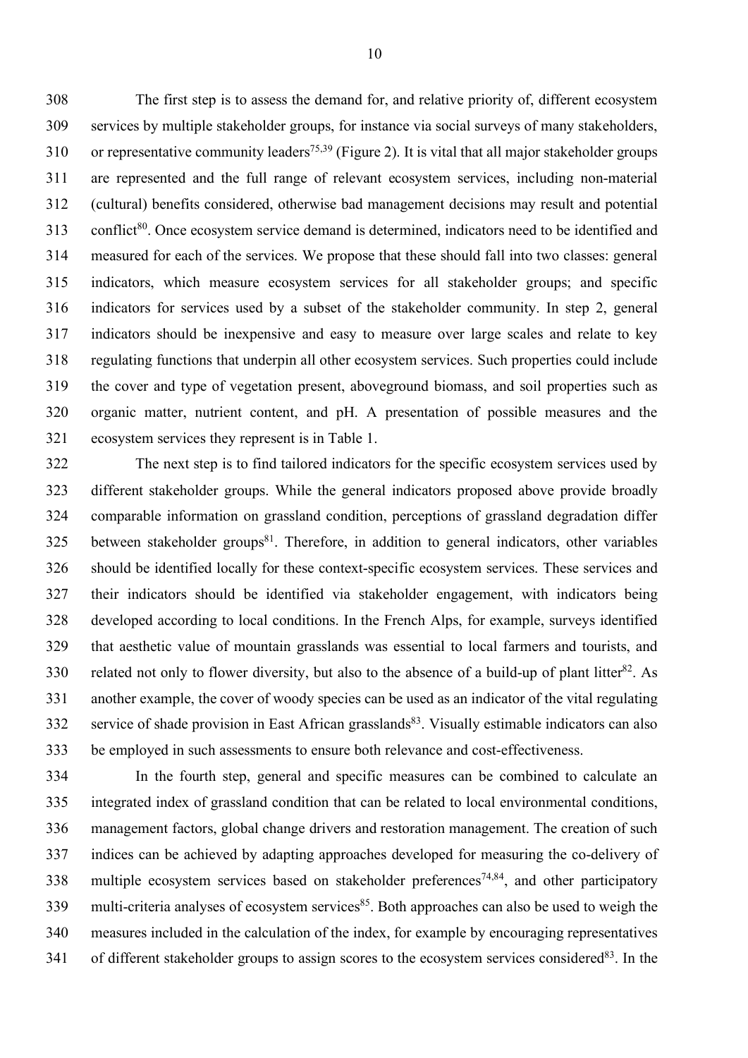The first step is to assess the demand for, and relative priority of, different ecosystem services by multiple stakeholder groups, for instance via social surveys of many stakeholders, or representative community leaders[75,39] (Figure 2). It is vital that all major stakeholder groups are represented and the full range of relevant ecosystem services, including non-material (cultural) benefits considered, otherwise bad management decisions may result and potential conflict[80]. Once ecosystem service demand is determined, indicators need to be identified and measured for each of the services. We propose that these should fall into two classes: general indicators, which measure ecosystem services for all stakeholder groups; and specific indicators for services used by a subset of the stakeholder community. In step 2, general indicators should be inexpensive and easy to measure over large scales and relate to key regulating functions that underpin all other ecosystem services. Such properties could include the cover and type of vegetation present, aboveground biomass, and soil properties such as organic matter, nutrient content, and pH. A presentation of possible measures and the ecosystem services they represent is in Table 1.

The next step is to find tailored indicators for the specific ecosystem services used by different stakeholder groups. While the general indicators proposed above provide broadly comparable information on grassland condition, perceptions of grassland degradation differ between stakeholder groups[81]. Therefore, in addition to general indicators, other variables should be identified locally for these context-specific ecosystem services. These services and their indicators should be identified via stakeholder engagement, with indicators being developed according to local conditions. In the French Alps, for example, surveys identified that aesthetic value of mountain grasslands was essential to local farmers and tourists, and related not only to flower diversity, but also to the absence of a build-up of plant litter[82]. As another example, the cover of woody species can be used as an indicator of the vital regulating service of shade provision in East African grasslands[83]. Visually estimable indicators can also be employed in such assessments to ensure both relevance and cost-effectiveness.

In the fourth step, general and specific measures can be combined to calculate an integrated index of grassland condition that can be related to local environmental conditions, management factors, global change drivers and restoration management. The creation of such indices can be achieved by adapting approaches developed for measuring the co-delivery of multiple ecosystem services based on stakeholder preferences[74,84], and other participatory multi-criteria analyses of ecosystem services[85]. Both approaches can also be used to weigh the measures included in the calculation of the index, for example by encouraging representatives of different stakeholder groups to assign scores to the ecosystem services considered[83]. In the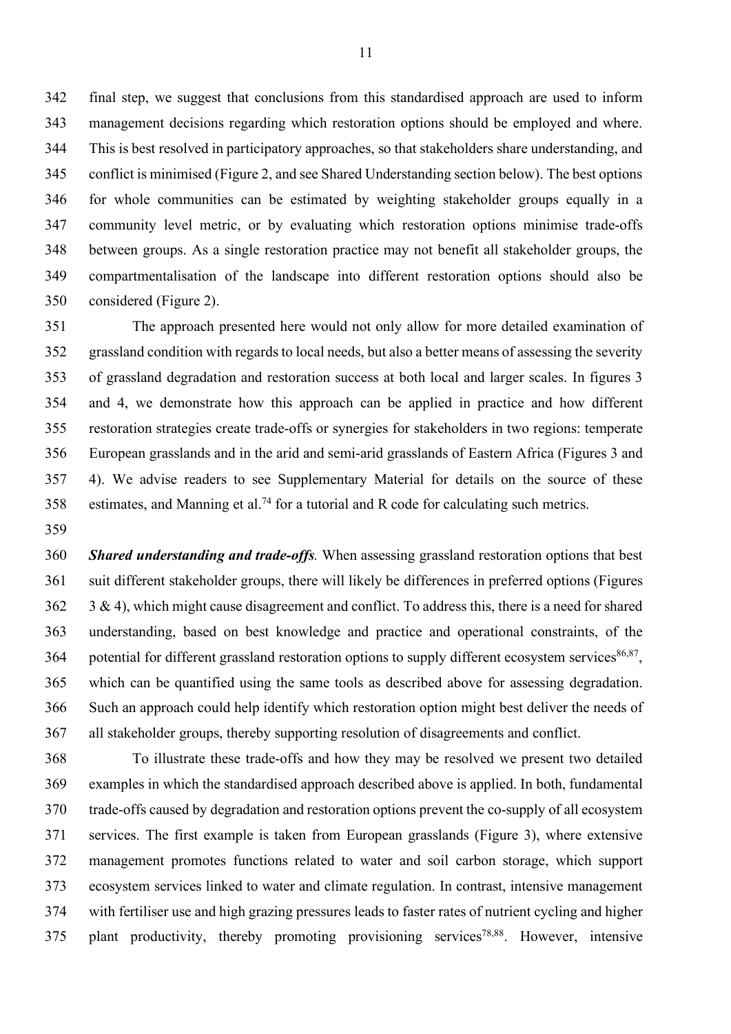final step, we suggest that conclusions from this standardised approach are used to inform management decisions regarding which restoration options should be employed and where. This is best resolved in participatory approaches, so that stakeholders share understanding, and conflict is minimised (Figure 2, and see Shared Understanding section below). The best options for whole communities can be estimated by weighting stakeholder groups equally in a community level metric, or by evaluating which restoration options minimise trade-offs between groups. As a single restoration practice may not benefit all stakeholder groups, the compartmentalisation of the landscape into different restoration options should also be considered (Figure 2).

The approach presented here would not only allow for more detailed examination of grassland condition with regards to local needs, but also a better means of assessing the severity of grassland degradation and restoration success at both local and larger scales. In figures 3 and 4, we demonstrate how this approach can be applied in practice and how different restoration strategies create trade-offs or synergies for stakeholders in two regions: temperate European grasslands and in the arid and semi-arid grasslands of Eastern Africa (Figures 3 and 4). We advise readers to see Supplementary Material for details on the source of these estimates, and Manning et al.[74] for a tutorial and R code for calculating such metrics.

***Shared understanding and trade-offs*.** When assessing grassland restoration options that best suit different stakeholder groups, there will likely be differences in preferred options (Figures 3 & 4), which might cause disagreement and conflict. To address this, there is a need for shared understanding, based on best knowledge and practice and operational constraints, of the potential for different grassland restoration options to supply different ecosystem services[86,87], which can be quantified using the same tools as described above for assessing degradation. Such an approach could help identify which restoration option might best deliver the needs of all stakeholder groups, thereby supporting resolution of disagreements and conflict.

To illustrate these trade-offs and how they may be resolved we present two detailed examples in which the standardised approach described above is applied. In both, fundamental trade-offs caused by degradation and restoration options prevent the co-supply of all ecosystem services. The first example is taken from European grasslands (Figure 3), where extensive management promotes functions related to water and soil carbon storage, which support ecosystem services linked to water and climate regulation. In contrast, intensive management with fertiliser use and high grazing pressures leads to faster rates of nutrient cycling and higher plant productivity, thereby promoting provisioning services[78,88]. However, intensive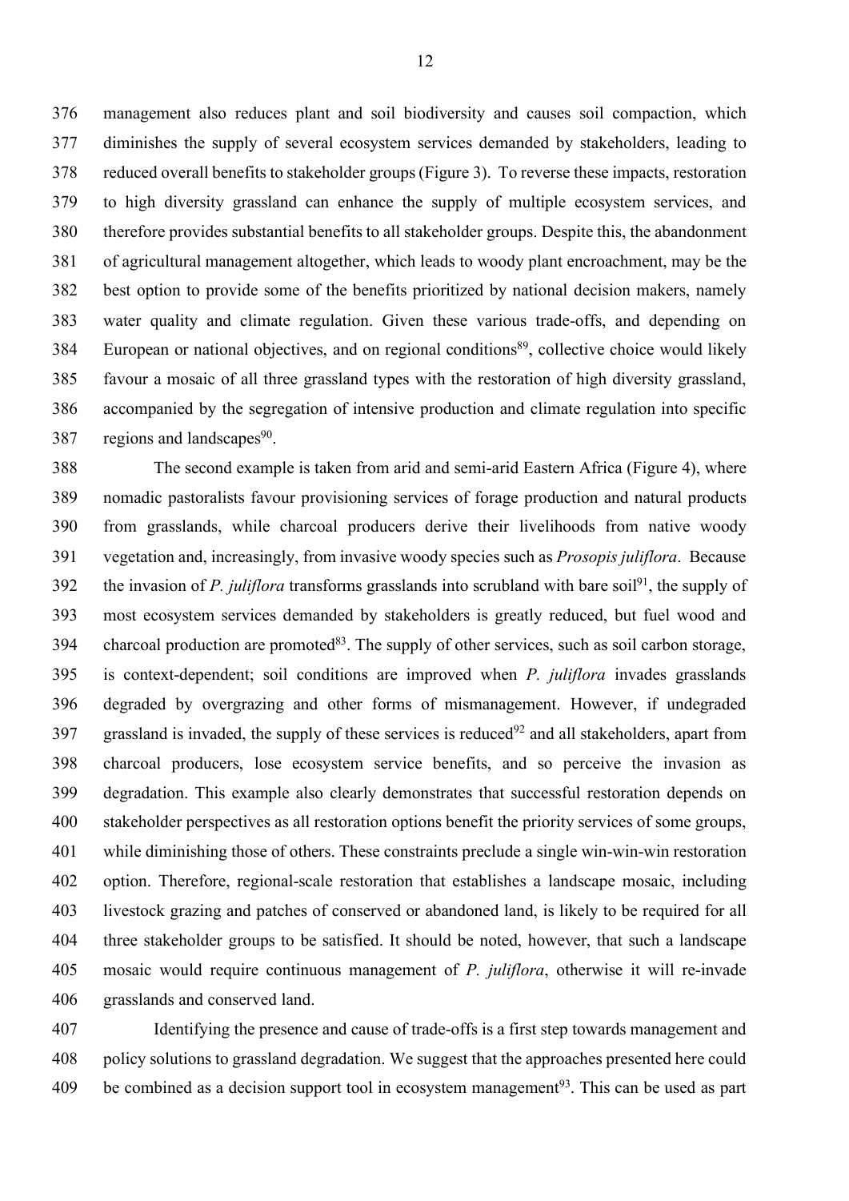management also reduces plant and soil biodiversity and causes soil compaction, which diminishes the supply of several ecosystem services demanded by stakeholders, leading to reduced overall benefits to stakeholder groups (Figure 3). To reverse these impacts, restoration to high diversity grassland can enhance the supply of multiple ecosystem services, and therefore provides substantial benefits to all stakeholder groups. Despite this, the abandonment of agricultural management altogether, which leads to woody plant encroachment, may be the best option to provide some of the benefits prioritized by national decision makers, namely water quality and climate regulation. Given these various trade-offs, and depending on European or national objectives, and on regional conditions[89], collective choice would likely favour a mosaic of all three grassland types with the restoration of high diversity grassland, accompanied by the segregation of intensive production and climate regulation into specific regions and landscapes[90].

The second example is taken from arid and semi-arid Eastern Africa (Figure 4), where nomadic pastoralists favour provisioning services of forage production and natural products from grasslands, while charcoal producers derive their livelihoods from native woody vegetation and, increasingly, from invasive woody species such as *Prosopis juliflora*. Because the invasion of *P. juliflora* transforms grasslands into scrubland with bare soil[91], the supply of most ecosystem services demanded by stakeholders is greatly reduced, but fuel wood and charcoal production are promoted[83]. The supply of other services, such as soil carbon storage, is context-dependent; soil conditions are improved when *P. juliflora* invades grasslands degraded by overgrazing and other forms of mismanagement. However, if undegraded grassland is invaded, the supply of these services is reduced[92] and all stakeholders, apart from charcoal producers, lose ecosystem service benefits, and so perceive the invasion as degradation. This example also clearly demonstrates that successful restoration depends on stakeholder perspectives as all restoration options benefit the priority services of some groups, while diminishing those of others. These constraints preclude a single win-win-win restoration option. Therefore, regional-scale restoration that establishes a landscape mosaic, including livestock grazing and patches of conserved or abandoned land, is likely to be required for all three stakeholder groups to be satisfied. It should be noted, however, that such a landscape mosaic would require continuous management of *P. juliflora*, otherwise it will re-invade grasslands and conserved land.

Identifying the presence and cause of trade-offs is a first step towards management and policy solutions to grassland degradation. We suggest that the approaches presented here could be combined as a decision support tool in ecosystem management[93]. This can be used as part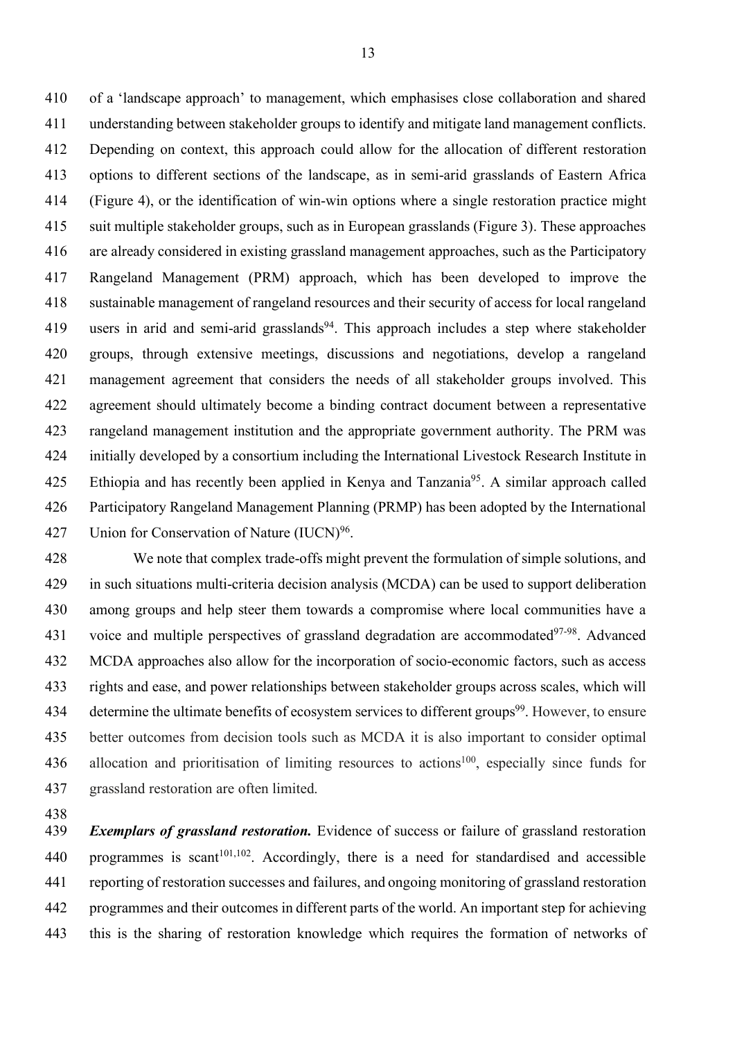of a 'landscape approach' to management, which emphasises close collaboration and shared understanding between stakeholder groups to identify and mitigate land management conflicts. Depending on context, this approach could allow for the allocation of different restoration options to different sections of the landscape, as in semi-arid grasslands of Eastern Africa (Figure 4), or the identification of win-win options where a single restoration practice might suit multiple stakeholder groups, such as in European grasslands (Figure 3). These approaches are already considered in existing grassland management approaches, such as the Participatory Rangeland Management (PRM) approach, which has been developed to improve the sustainable management of rangeland resources and their security of access for local rangeland users in arid and semi-arid grasslands[94]. This approach includes a step where stakeholder groups, through extensive meetings, discussions and negotiations, develop a rangeland management agreement that considers the needs of all stakeholder groups involved. This agreement should ultimately become a binding contract document between a representative rangeland management institution and the appropriate government authority. The PRM was initially developed by a consortium including the International Livestock Research Institute in Ethiopia and has recently been applied in Kenya and Tanzania[95]. A similar approach called Participatory Rangeland Management Planning (PRMP) has been adopted by the International Union for Conservation of Nature (IUCN)[96].

We note that complex trade-offs might prevent the formulation of simple solutions, and in such situations multi-criteria decision analysis (MCDA) can be used to support deliberation among groups and help steer them towards a compromise where local communities have a voice and multiple perspectives of grassland degradation are accommodated[97-98]. Advanced MCDA approaches also allow for the incorporation of socio-economic factors, such as access rights and ease, and power relationships between stakeholder groups across scales, which will determine the ultimate benefits of ecosystem services to different groups[99]. However, to ensure better outcomes from decision tools such as MCDA it is also important to consider optimal allocation and prioritisation of limiting resources to actions[100], especially since funds for grassland restoration are often limited.

***Exemplars of grassland restoration.*** Evidence of success or failure of grassland restoration programmes is scant[101,102]. Accordingly, there is a need for standardised and accessible reporting of restoration successes and failures, and ongoing monitoring of grassland restoration programmes and their outcomes in different parts of the world. An important step for achieving this is the sharing of restoration knowledge which requires the formation of networks of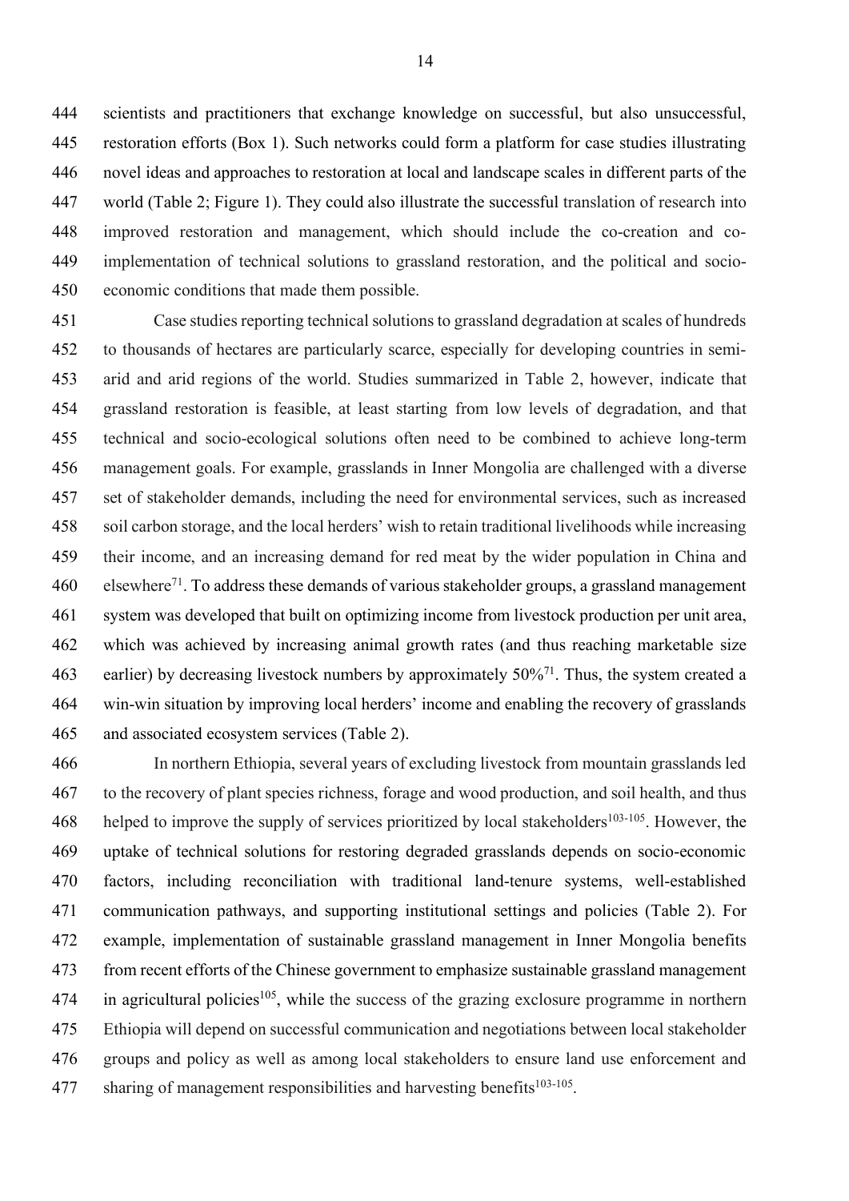scientists and practitioners that exchange knowledge on successful, but also unsuccessful, restoration efforts (Box 1). Such networks could form a platform for case studies illustrating novel ideas and approaches to restoration at local and landscape scales in different parts of the world (Table 2; Figure 1). They could also illustrate the successful translation of research into improved restoration and management, which should include the co-creation and co-implementation of technical solutions to grassland restoration, and the political and socio-economic conditions that made them possible.

Case studies reporting technical solutions to grassland degradation at scales of hundreds to thousands of hectares are particularly scarce, especially for developing countries in semi-arid and arid regions of the world. Studies summarized in Table 2, however, indicate that grassland restoration is feasible, at least starting from low levels of degradation, and that technical and socio-ecological solutions often need to be combined to achieve long-term management goals. For example, grasslands in Inner Mongolia are challenged with a diverse set of stakeholder demands, including the need for environmental services, such as increased soil carbon storage, and the local herders' wish to retain traditional livelihoods while increasing their income, and an increasing demand for red meat by the wider population in China and elsewhere[71]. To address these demands of various stakeholder groups, a grassland management system was developed that built on optimizing income from livestock production per unit area, which was achieved by increasing animal growth rates (and thus reaching marketable size earlier) by decreasing livestock numbers by approximately 50%[71]. Thus, the system created a win-win situation by improving local herders' income and enabling the recovery of grasslands and associated ecosystem services (Table 2).

In northern Ethiopia, several years of excluding livestock from mountain grasslands led to the recovery of plant species richness, forage and wood production, and soil health, and thus helped to improve the supply of services prioritized by local stakeholders[103-105]. However, the uptake of technical solutions for restoring degraded grasslands depends on socio-economic factors, including reconciliation with traditional land-tenure systems, well-established communication pathways, and supporting institutional settings and policies (Table 2). For example, implementation of sustainable grassland management in Inner Mongolia benefits from recent efforts of the Chinese government to emphasize sustainable grassland management in agricultural policies[105], while the success of the grazing exclosure programme in northern Ethiopia will depend on successful communication and negotiations between local stakeholder groups and policy as well as among local stakeholders to ensure land use enforcement and sharing of management responsibilities and harvesting benefits[103-105].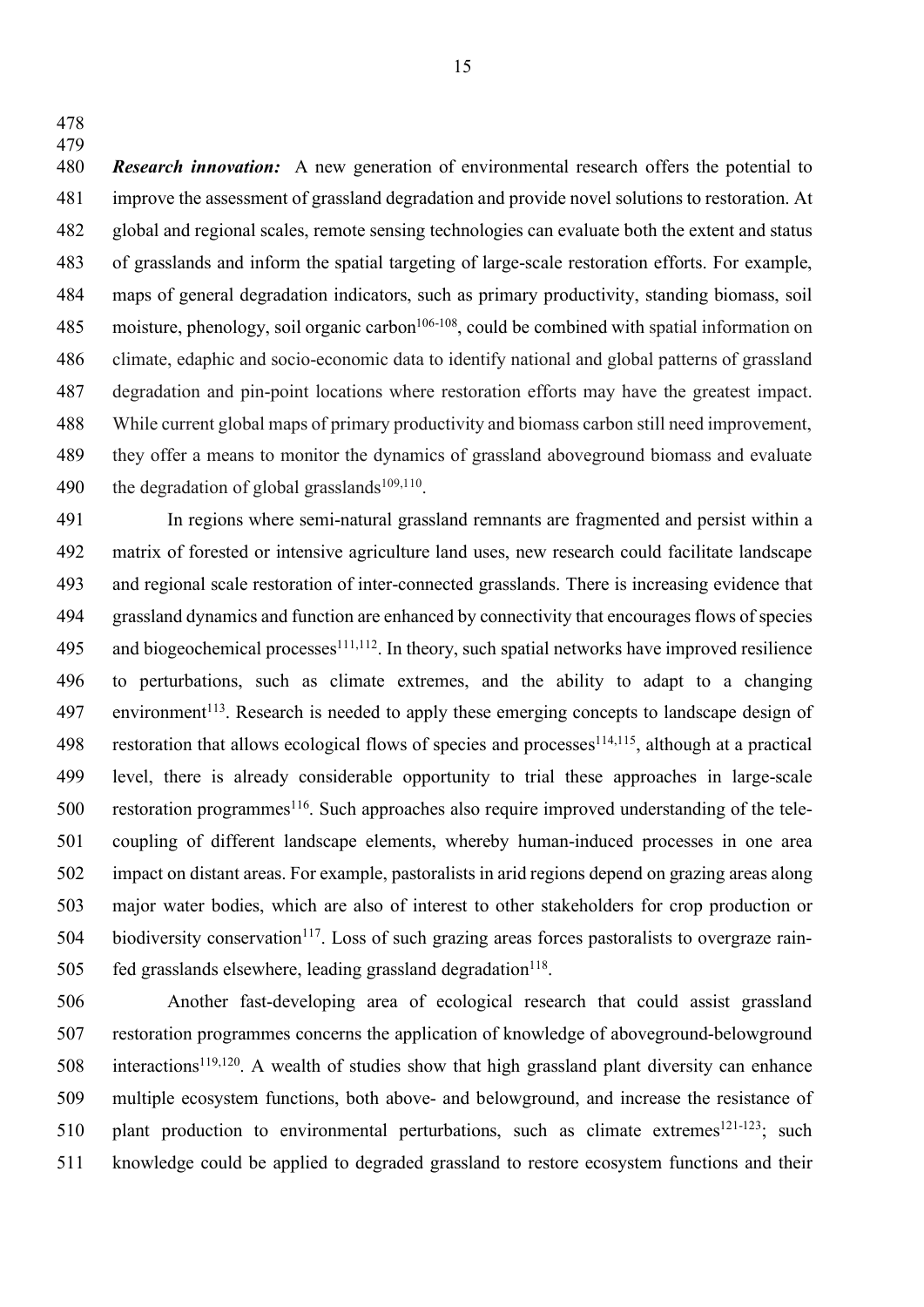***Research innovation:*** A new generation of environmental research offers the potential to improve the assessment of grassland degradation and provide novel solutions to restoration. At global and regional scales, remote sensing technologies can evaluate both the extent and status of grasslands and inform the spatial targeting of large-scale restoration efforts. For example, maps of general degradation indicators, such as primary productivity, standing biomass, soil moisture, phenology, soil organic carbon[106-108], could be combined with spatial information on climate, edaphic and socio-economic data to identify national and global patterns of grassland degradation and pin-point locations where restoration efforts may have the greatest impact. While current global maps of primary productivity and biomass carbon still need improvement, they offer a means to monitor the dynamics of grassland aboveground biomass and evaluate the degradation of global grasslands[109,110].

In regions where semi-natural grassland remnants are fragmented and persist within a matrix of forested or intensive agriculture land uses, new research could facilitate landscape and regional scale restoration of inter-connected grasslands. There is increasing evidence that grassland dynamics and function are enhanced by connectivity that encourages flows of species and biogeochemical processes[111,112]. In theory, such spatial networks have improved resilience to perturbations, such as climate extremes, and the ability to adapt to a changing environment[113]. Research is needed to apply these emerging concepts to landscape design of restoration that allows ecological flows of species and processes[114,115], although at a practical level, there is already considerable opportunity to trial these approaches in large-scale restoration programmes[116]. Such approaches also require improved understanding of the tele-coupling of different landscape elements, whereby human-induced processes in one area impact on distant areas. For example, pastoralists in arid regions depend on grazing areas along major water bodies, which are also of interest to other stakeholders for crop production or biodiversity conservation[117]. Loss of such grazing areas forces pastoralists to overgraze rain-fed grasslands elsewhere, leading grassland degradation[118].

Another fast-developing area of ecological research that could assist grassland restoration programmes concerns the application of knowledge of aboveground-belowground interactions[119,120]. A wealth of studies show that high grassland plant diversity can enhance multiple ecosystem functions, both above- and belowground, and increase the resistance of plant production to environmental perturbations, such as climate extremes[121-123]; such knowledge could be applied to degraded grassland to restore ecosystem functions and their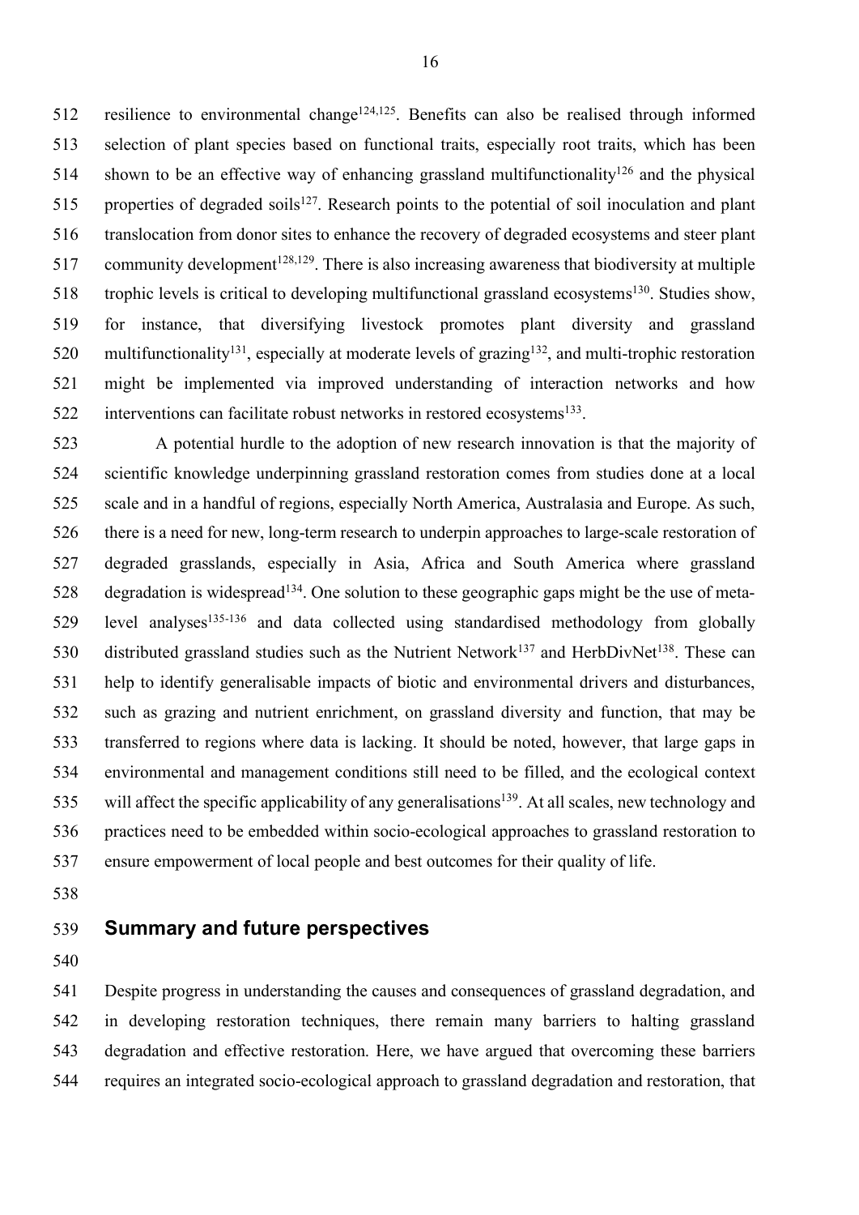resilience to environmental change[124,125]. Benefits can also be realised through informed selection of plant species based on functional traits, especially root traits, which has been shown to be an effective way of enhancing grassland multifunctionality[126] and the physical properties of degraded soils[127]. Research points to the potential of soil inoculation and plant translocation from donor sites to enhance the recovery of degraded ecosystems and steer plant community development[128,129]. There is also increasing awareness that biodiversity at multiple trophic levels is critical to developing multifunctional grassland ecosystems[130]. Studies show, for instance, that diversifying livestock promotes plant diversity and grassland multifunctionality[131], especially at moderate levels of grazing[132], and multi-trophic restoration might be implemented via improved understanding of interaction networks and how interventions can facilitate robust networks in restored ecosystems[133].

A potential hurdle to the adoption of new research innovation is that the majority of scientific knowledge underpinning grassland restoration comes from studies done at a local scale and in a handful of regions, especially North America, Australasia and Europe. As such, there is a need for new, long-term research to underpin approaches to large-scale restoration of degraded grasslands, especially in Asia, Africa and South America where grassland degradation is widespread[134]. One solution to these geographic gaps might be the use of meta-level analyses[135-136] and data collected using standardised methodology from globally distributed grassland studies such as the Nutrient Network[137] and HerbDivNet[138]. These can help to identify generalisable impacts of biotic and environmental drivers and disturbances, such as grazing and nutrient enrichment, on grassland diversity and function, that may be transferred to regions where data is lacking. It should be noted, however, that large gaps in environmental and management conditions still need to be filled, and the ecological context will affect the specific applicability of any generalisations[139]. At all scales, new technology and practices need to be embedded within socio-ecological approaches to grassland restoration to ensure empowerment of local people and best outcomes for their quality of life.

## Summary and future perspectives

Despite progress in understanding the causes and consequences of grassland degradation, and in developing restoration techniques, there remain many barriers to halting grassland degradation and effective restoration. Here, we have argued that overcoming these barriers requires an integrated socio-ecological approach to grassland degradation and restoration, that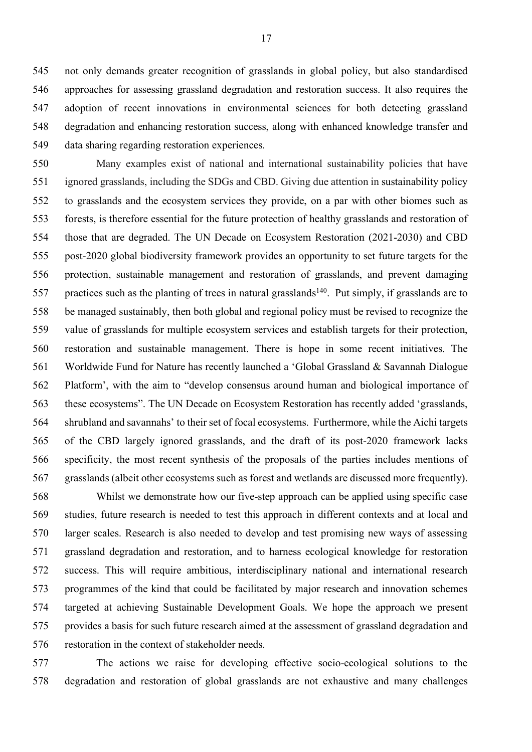not only demands greater recognition of grasslands in global policy, but also standardised approaches for assessing grassland degradation and restoration success. It also requires the adoption of recent innovations in environmental sciences for both detecting grassland degradation and enhancing restoration success, along with enhanced knowledge transfer and data sharing regarding restoration experiences.

Many examples exist of national and international sustainability policies that have ignored grasslands, including the SDGs and CBD. Giving due attention in sustainability policy to grasslands and the ecosystem services they provide, on a par with other biomes such as forests, is therefore essential for the future protection of healthy grasslands and restoration of those that are degraded. The UN Decade on Ecosystem Restoration (2021-2030) and CBD post-2020 global biodiversity framework provides an opportunity to set future targets for the protection, sustainable management and restoration of grasslands, and prevent damaging practices such as the planting of trees in natural grasslands[140]. Put simply, if grasslands are to be managed sustainably, then both global and regional policy must be revised to recognize the value of grasslands for multiple ecosystem services and establish targets for their protection, restoration and sustainable management. There is hope in some recent initiatives. The Worldwide Fund for Nature has recently launched a 'Global Grassland & Savannah Dialogue Platform', with the aim to "develop consensus around human and biological importance of these ecosystems". The UN Decade on Ecosystem Restoration has recently added 'grasslands, shrubland and savannahs' to their set of focal ecosystems. Furthermore, while the Aichi targets of the CBD largely ignored grasslands, and the draft of its post-2020 framework lacks specificity, the most recent synthesis of the proposals of the parties includes mentions of grasslands (albeit other ecosystems such as forest and wetlands are discussed more frequently).

Whilst we demonstrate how our five-step approach can be applied using specific case studies, future research is needed to test this approach in different contexts and at local and larger scales. Research is also needed to develop and test promising new ways of assessing grassland degradation and restoration, and to harness ecological knowledge for restoration success. This will require ambitious, interdisciplinary national and international research programmes of the kind that could be facilitated by major research and innovation schemes targeted at achieving Sustainable Development Goals. We hope the approach we present provides a basis for such future research aimed at the assessment of grassland degradation and restoration in the context of stakeholder needs.

The actions we raise for developing effective socio-ecological solutions to the degradation and restoration of global grasslands are not exhaustive and many challenges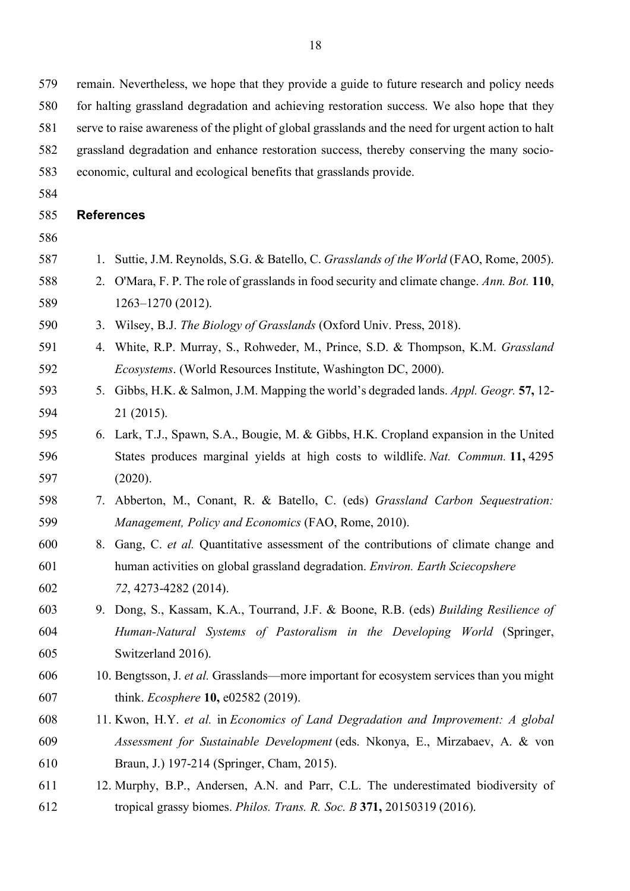remain. Nevertheless, we hope that they provide a guide to future research and policy needs for halting grassland degradation and achieving restoration success. We also hope that they serve to raise awareness of the plight of global grasslands and the need for urgent action to halt grassland degradation and enhance restoration success, thereby conserving the many socio-economic, cultural and ecological benefits that grasslands provide.

## References

1. Suttie, J.M. Reynolds, S.G. & Batello, C. *Grasslands of the World* (FAO, Rome, 2005).
2. O'Mara, F. P. The role of grasslands in food security and climate change. *Ann. Bot.* **110**, 1263–1270 (2012).
3. Wilsey, B.J. *The Biology of Grasslands* (Oxford Univ. Press, 2018).
4. White, R.P. Murray, S., Rohweder, M., Prince, S.D. & Thompson, K.M. *Grassland Ecosystems*. (World Resources Institute, Washington DC, 2000).
5. Gibbs, H.K. & Salmon, J.M. Mapping the world's degraded lands. *Appl. Geogr.* **57,** 12-21 (2015).
6. Lark, T.J., Spawn, S.A., Bougie, M. & Gibbs, H.K. Cropland expansion in the United States produces marginal yields at high costs to wildlife. *Nat. Commun.* **11,** 4295 (2020).
7. Abberton, M., Conant, R. & Batello, C. (eds) *Grassland Carbon Sequestration: Management, Policy and Economics* (FAO, Rome, 2010).
8. Gang, C. *et al.* Quantitative assessment of the contributions of climate change and human activities on global grassland degradation. *Environ. Earth Sciecopshere 72*, 4273-4282 (2014).
9. Dong, S., Kassam, K.A., Tourrand, J.F. & Boone, R.B. (eds) *Building Resilience of Human-Natural Systems of Pastoralism in the Developing World* (Springer, Switzerland 2016).
10. Bengtsson, J. *et al.* Grasslands—more important for ecosystem services than you might think. *Ecosphere* **10,** e02582 (2019).
11. Kwon, H.Y. *et al.* in *Economics of Land Degradation and Improvement: A global Assessment for Sustainable Development* (eds. Nkonya, E., Mirzabaev, A. & von Braun, J.) 197-214 (Springer, Cham, 2015).
12. Murphy, B.P., Andersen, A.N. and Parr, C.L. The underestimated biodiversity of tropical grassy biomes. *Philos. Trans. R. Soc. B* **371,** 20150319 (2016).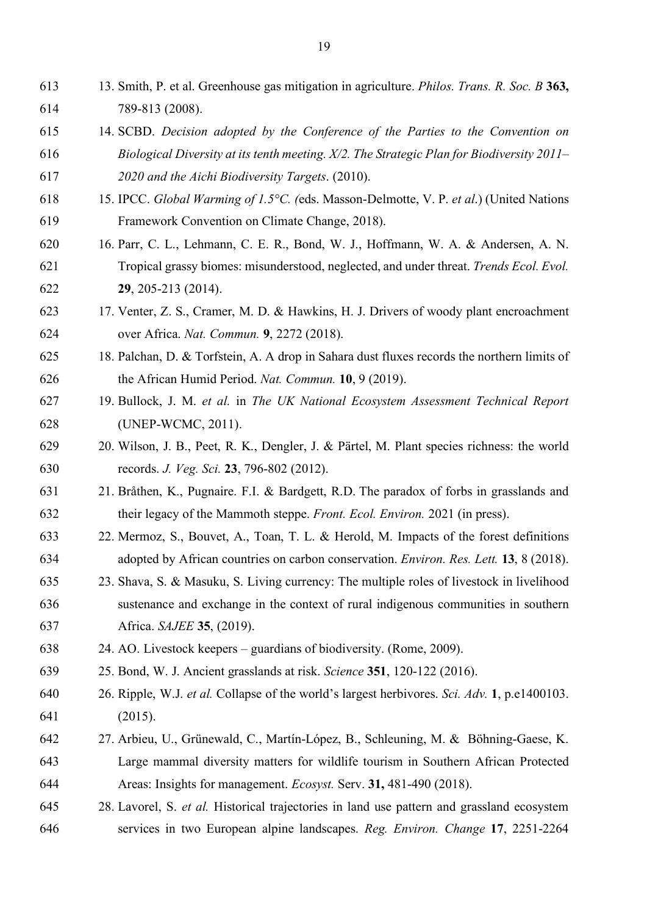13. Smith, P. et al. Greenhouse gas mitigation in agriculture. *Philos. Trans. R. Soc. B* **363,** 789-813 (2008).
14. SCBD. *Decision adopted by the Conference of the Parties to the Convention on Biological Diversity at its tenth meeting. X/2. The Strategic Plan for Biodiversity 2011–2020 and the Aichi Biodiversity Targets*. (2010).
15. IPCC. *Global Warming of 1.5°C. (*eds. Masson-Delmotte, V. P. *et al*.) (United Nations Framework Convention on Climate Change, 2018).
16. Parr, C. L., Lehmann, C. E. R., Bond, W. J., Hoffmann, W. A. & Andersen, A. N. Tropical grassy biomes: misunderstood, neglected, and under threat. *Trends Ecol. Evol.* **29**, 205-213 (2014).
17. Venter, Z. S., Cramer, M. D. & Hawkins, H. J. Drivers of woody plant encroachment over Africa. *Nat. Commun.* **9**, 2272 (2018).
18. Palchan, D. & Torfstein, A. A drop in Sahara dust fluxes records the northern limits of the African Humid Period. *Nat. Commun.* **10**, 9 (2019).
19. Bullock, J. M. *et al.* in *The UK National Ecosystem Assessment Technical Report* (UNEP-WCMC, 2011).
20. Wilson, J. B., Peet, R. K., Dengler, J. & Pärtel, M. Plant species richness: the world records. *J. Veg. Sci.* **23**, 796-802 (2012).
21. Bråthen, K., Pugnaire. F.I. & Bardgett, R.D. The paradox of forbs in grasslands and their legacy of the Mammoth steppe. *Front. Ecol. Environ.* 2021 (in press).
22. Mermoz, S., Bouvet, A., Toan, T. L. & Herold, M. Impacts of the forest definitions adopted by African countries on carbon conservation. *Environ. Res. Lett.* **13**, 8 (2018).
23. Shava, S. & Masuku, S. Living currency: The multiple roles of livestock in livelihood sustenance and exchange in the context of rural indigenous communities in southern Africa. *SAJEE* **35**, (2019).
24. AO. Livestock keepers – guardians of biodiversity. (Rome, 2009).
25. Bond, W. J. Ancient grasslands at risk. *Science* **351**, 120-122 (2016).
26. Ripple, W.J. *et al.* Collapse of the world's largest herbivores. *Sci. Adv.* **1**, p.e1400103. (2015).
27. Arbieu, U., Grünewald, C., Martín-López, B., Schleuning, M. & Böhning-Gaese, K. Large mammal diversity matters for wildlife tourism in Southern African Protected Areas: Insights for management. *Ecosyst.* Serv. **31,** 481-490 (2018).
28. Lavorel, S. *et al.* Historical trajectories in land use pattern and grassland ecosystem services in two European alpine landscapes. *Reg. Environ. Change* **17**, 2251-2264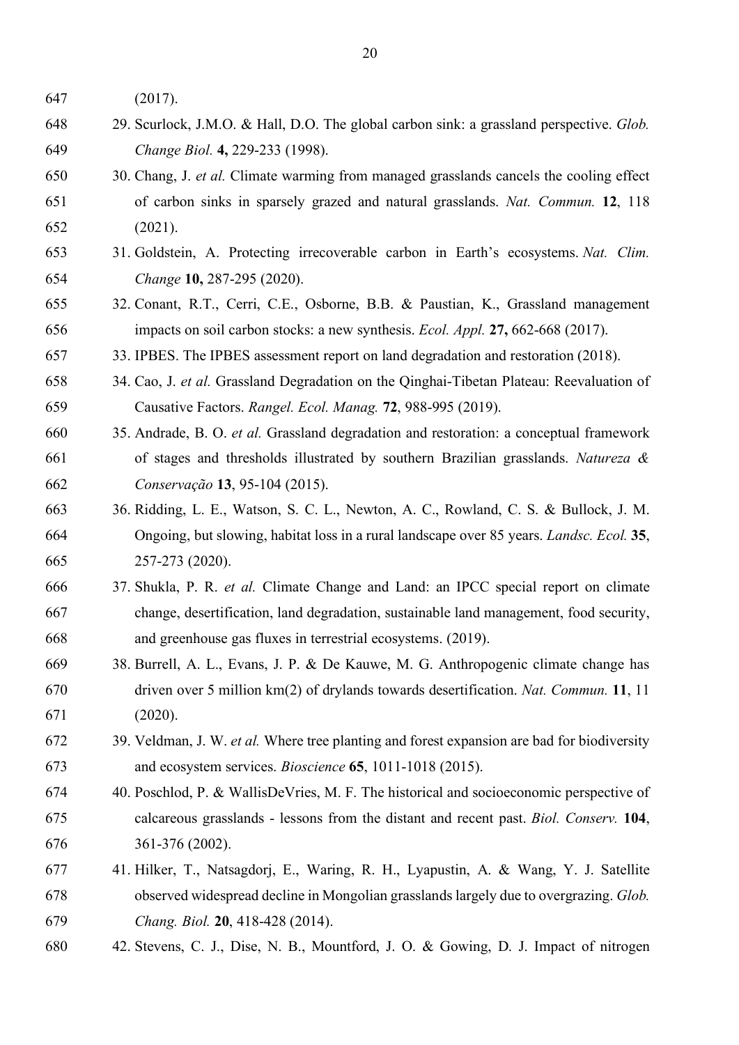(2017).

29. Scurlock, J.M.O. & Hall, D.O. The global carbon sink: a grassland perspective. *Glob. Change Biol.* **4,** 229-233 (1998).
30. Chang, J. *et al.* Climate warming from managed grasslands cancels the cooling effect of carbon sinks in sparsely grazed and natural grasslands. *Nat. Commun.* **12**, 118 (2021).
31. Goldstein, A. Protecting irrecoverable carbon in Earth's ecosystems. *Nat. Clim. Change* **10,** 287-295 (2020).
32. Conant, R.T., Cerri, C.E., Osborne, B.B. & Paustian, K., Grassland management impacts on soil carbon stocks: a new synthesis. *Ecol. Appl.* **27,** 662-668 (2017).
33. IPBES. The IPBES assessment report on land degradation and restoration (2018).
34. Cao, J. *et al.* Grassland Degradation on the Qinghai-Tibetan Plateau: Reevaluation of Causative Factors. *Rangel. Ecol. Manag.* **72**, 988-995 (2019).
35. Andrade, B. O. *et al.* Grassland degradation and restoration: a conceptual framework of stages and thresholds illustrated by southern Brazilian grasslands. *Natureza & Conservação* **13**, 95-104 (2015).
36. Ridding, L. E., Watson, S. C. L., Newton, A. C., Rowland, C. S. & Bullock, J. M. Ongoing, but slowing, habitat loss in a rural landscape over 85 years. *Landsc. Ecol.* **35**, 257-273 (2020).
37. Shukla, P. R. *et al.* Climate Change and Land: an IPCC special report on climate change, desertification, land degradation, sustainable land management, food security, and greenhouse gas fluxes in terrestrial ecosystems. (2019).
38. Burrell, A. L., Evans, J. P. & De Kauwe, M. G. Anthropogenic climate change has driven over 5 million km(2) of drylands towards desertification. *Nat. Commun.* **11**, 11 (2020).
39. Veldman, J. W. *et al.* Where tree planting and forest expansion are bad for biodiversity and ecosystem services. *Bioscience* **65**, 1011-1018 (2015).
40. Poschlod, P. & WallisDeVries, M. F. The historical and socioeconomic perspective of calcareous grasslands - lessons from the distant and recent past. *Biol. Conserv.* **104**, 361-376 (2002).
41. Hilker, T., Natsagdorj, E., Waring, R. H., Lyapustin, A. & Wang, Y. J. Satellite observed widespread decline in Mongolian grasslands largely due to overgrazing. *Glob. Chang. Biol.* **20**, 418-428 (2014).
42. Stevens, C. J., Dise, N. B., Mountford, J. O. & Gowing, D. J. Impact of nitrogen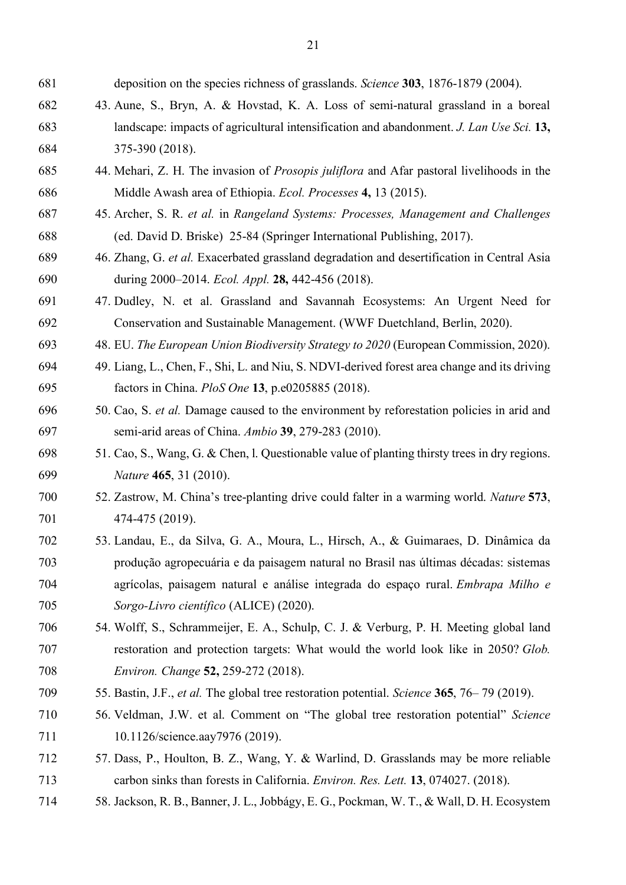deposition on the species richness of grasslands. *Science* **303**, 1876-1879 (2004).

43. Aune, S., Bryn, A. & Hovstad, K. A. Loss of semi-natural grassland in a boreal landscape: impacts of agricultural intensification and abandonment. *J. Lan Use Sci.* **13,** 375-390 (2018).
44. Mehari, Z. H. The invasion of *Prosopis juliflora* and Afar pastoral livelihoods in the Middle Awash area of Ethiopia. *Ecol. Processes* **4,** 13 (2015).
45. Archer, S. R. *et al.* in *Rangeland Systems: Processes, Management and Challenges* (ed. David D. Briske) 25-84 (Springer International Publishing, 2017).
46. Zhang, G. *et al.* Exacerbated grassland degradation and desertification in Central Asia during 2000–2014. *Ecol. Appl.* **28,** 442-456 (2018).
47. Dudley, N. et al. Grassland and Savannah Ecosystems: An Urgent Need for Conservation and Sustainable Management. (WWF Duetchland, Berlin, 2020).
48. EU. *The European Union Biodiversity Strategy to 2020* (European Commission, 2020).
49. Liang, L., Chen, F., Shi, L. and Niu, S. NDVI-derived forest area change and its driving factors in China. *PloS One* **13**, p.e0205885 (2018).
50. Cao, S. *et al.* Damage caused to the environment by reforestation policies in arid and semi-arid areas of China. *Ambio* **39**, 279-283 (2010).
51. Cao, S., Wang, G. & Chen, l. Questionable value of planting thirsty trees in dry regions. *Nature* **465**, 31 (2010).
52. Zastrow, M. China's tree-planting drive could falter in a warming world. *Nature* **573**, 474-475 (2019).
53. Landau, E., da Silva, G. A., Moura, L., Hirsch, A., & Guimaraes, D. Dinâmica da produção agropecuária e da paisagem natural no Brasil nas últimas décadas: sistemas agrícolas, paisagem natural e análise integrada do espaço rural. *Embrapa Milho e Sorgo-Livro científico* (ALICE) (2020).
54. Wolff, S., Schrammeijer, E. A., Schulp, C. J. & Verburg, P. H. Meeting global land restoration and protection targets: What would the world look like in 2050? *Glob. Environ. Change* **52,** 259-272 (2018).
55. Bastin, J.F., *et al.* The global tree restoration potential. *Science* **365**, 76– 79 (2019).
56. Veldman, J.W. et al. Comment on "The global tree restoration potential" *Science* 10.1126/science.aay7976 (2019).
57. Dass, P., Houlton, B. Z., Wang, Y. & Warlind, D. Grasslands may be more reliable carbon sinks than forests in California. *Environ. Res. Lett.* **13**, 074027. (2018).
58. Jackson, R. B., Banner, J. L., Jobbágy, E. G., Pockman, W. T., & Wall, D. H. Ecosystem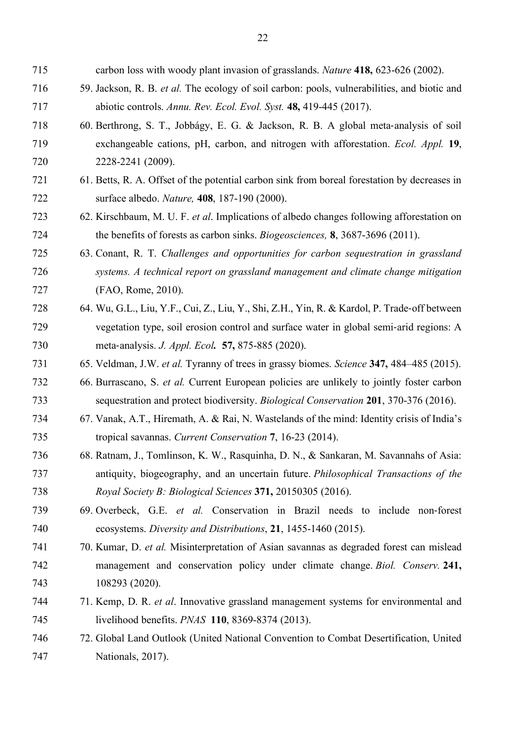carbon loss with woody plant invasion of grasslands. *Nature* **418,** 623-626 (2002).

59. Jackson, R. B. *et al.* The ecology of soil carbon: pools, vulnerabilities, and biotic and abiotic controls. *Annu. Rev. Ecol. Evol. Syst.* **48,** 419-445 (2017).
60. Berthrong, S. T., Jobbágy, E. G. & Jackson, R. B. A global meta-analysis of soil exchangeable cations, pH, carbon, and nitrogen with afforestation. *Ecol. Appl.* **19**, 2228-2241 (2009).
61. Betts, R. A. Offset of the potential carbon sink from boreal forestation by decreases in surface albedo. *Nature,* **408**, 187-190 (2000).
62. Kirschbaum, M. U. F. *et al*. Implications of albedo changes following afforestation on the benefits of forests as carbon sinks. *Biogeosciences,* **8**, 3687-3696 (2011).
63. Conant, R. T. *Challenges and opportunities for carbon sequestration in grassland systems. A technical report on grassland management and climate change mitigation* (FAO, Rome, 2010).
64. Wu, G.L., Liu, Y.F., Cui, Z., Liu, Y., Shi, Z.H., Yin, R. & Kardol, P. Trade-off between vegetation type, soil erosion control and surface water in global semi-arid regions: A meta-analysis. *J. Appl. Ecol.* **57,** 875-885 (2020).
65. Veldman, J.W. *et al.* Tyranny of trees in grassy biomes. *Science* **347,** 484–485 (2015).
66. Burrascano, S. *et al.* Current European policies are unlikely to jointly foster carbon sequestration and protect biodiversity. *Biological Conservation* **201**, 370-376 (2016).
67. Vanak, A.T., Hiremath, A. & Rai, N. Wastelands of the mind: Identity crisis of India's tropical savannas. *Current Conservation* **7**, 16-23 (2014).
68. Ratnam, J., Tomlinson, K. W., Rasquinha, D. N., & Sankaran, M. Savannahs of Asia: antiquity, biogeography, and an uncertain future. *Philosophical Transactions of the Royal Society B: Biological Sciences* **371,** 20150305 (2016).
69. Overbeck, G.E. *et al.* Conservation in Brazil needs to include non-forest ecosystems. *Diversity and Distributions*, **21**, 1455-1460 (2015).
70. Kumar, D. *et al.* Misinterpretation of Asian savannas as degraded forest can mislead management and conservation policy under climate change. *Biol. Conserv.* **241,** 108293 (2020).
71. Kemp, D. R. *et al*. Innovative grassland management systems for environmental and livelihood benefits. *PNAS* **110**, 8369-8374 (2013).
72. Global Land Outlook (United National Convention to Combat Desertification, United Nationals, 2017).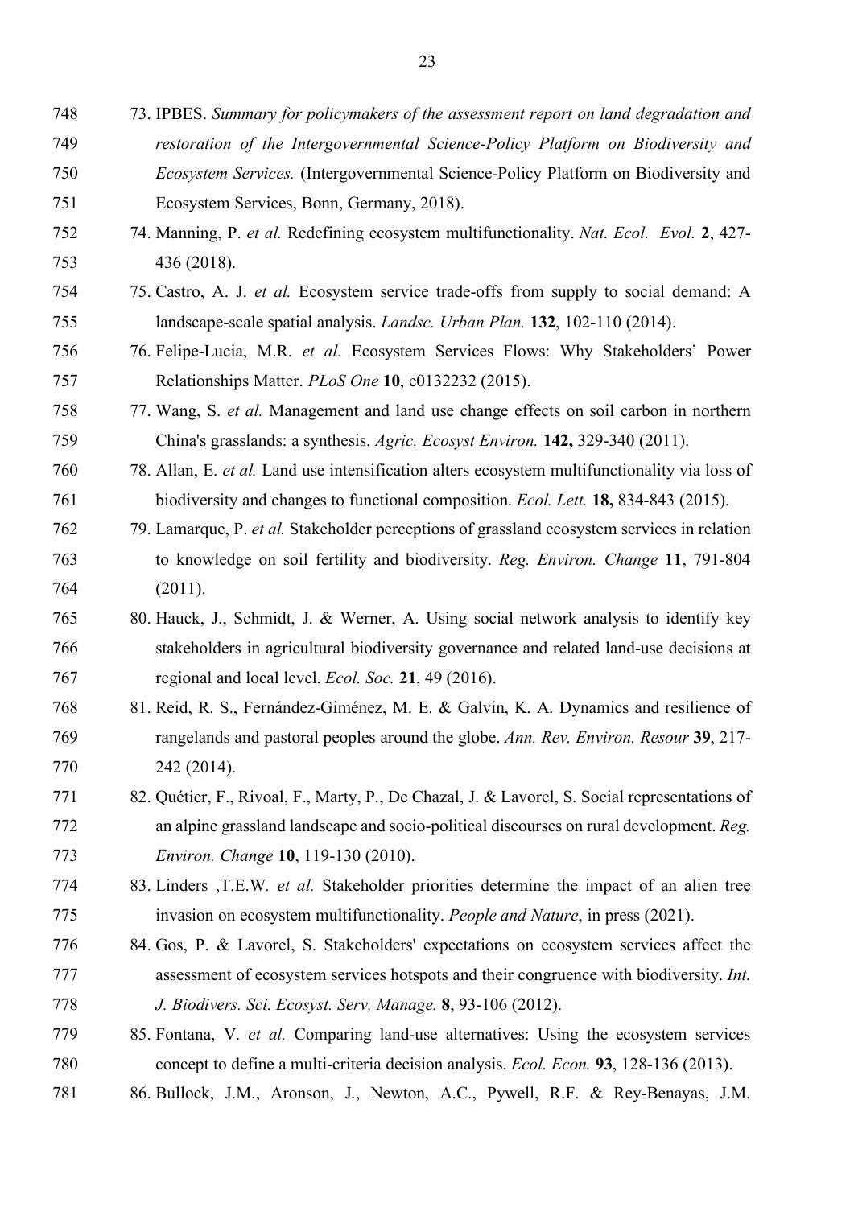73. IPBES. *Summary for policymakers of the assessment report on land degradation and restoration of the Intergovernmental Science-Policy Platform on Biodiversity and Ecosystem Services.* (Intergovernmental Science-Policy Platform on Biodiversity and Ecosystem Services, Bonn, Germany, 2018).
74. Manning, P. *et al.* Redefining ecosystem multifunctionality. *Nat. Ecol. Evol.* **2**, 427-436 (2018).
75. Castro, A. J. *et al.* Ecosystem service trade-offs from supply to social demand: A landscape-scale spatial analysis. *Landsc. Urban Plan.* **132**, 102-110 (2014).
76. Felipe-Lucia, M.R. *et al.* Ecosystem Services Flows: Why Stakeholders' Power Relationships Matter. *PLoS One* **10**, e0132232 (2015).
77. Wang, S. *et al.* Management and land use change effects on soil carbon in northern China's grasslands: a synthesis. *Agric. Ecosyst Environ.* **142,** 329-340 (2011).
78. Allan, E. *et al.* Land use intensification alters ecosystem multifunctionality via loss of biodiversity and changes to functional composition. *Ecol. Lett.* **18,** 834-843 (2015).
79. Lamarque, P. *et al.* Stakeholder perceptions of grassland ecosystem services in relation to knowledge on soil fertility and biodiversity. *Reg. Environ. Change* **11**, 791-804 (2011).
80. Hauck, J., Schmidt, J. & Werner, A. Using social network analysis to identify key stakeholders in agricultural biodiversity governance and related land-use decisions at regional and local level. *Ecol. Soc.* **21**, 49 (2016).
81. Reid, R. S., Fernández-Giménez, M. E. & Galvin, K. A. Dynamics and resilience of rangelands and pastoral peoples around the globe. *Ann. Rev. Environ. Resour* **39**, 217-242 (2014).
82. Quétier, F., Rivoal, F., Marty, P., De Chazal, J. & Lavorel, S. Social representations of an alpine grassland landscape and socio-political discourses on rural development. *Reg. Environ. Change* **10**, 119-130 (2010).
83. Linders ,T.E.W. *et al.* Stakeholder priorities determine the impact of an alien tree invasion on ecosystem multifunctionality. *People and Nature*, in press (2021).
84. Gos, P. & Lavorel, S. Stakeholders' expectations on ecosystem services affect the assessment of ecosystem services hotspots and their congruence with biodiversity. *Int. J. Biodivers. Sci. Ecosyst. Serv, Manage.* **8**, 93-106 (2012).
85. Fontana, V. *et al.* Comparing land-use alternatives: Using the ecosystem services concept to define a multi-criteria decision analysis. *Ecol. Econ.* **93**, 128-136 (2013).
86. Bullock, J.M., Aronson, J., Newton, A.C., Pywell, R.F. & Rey-Benayas, J.M.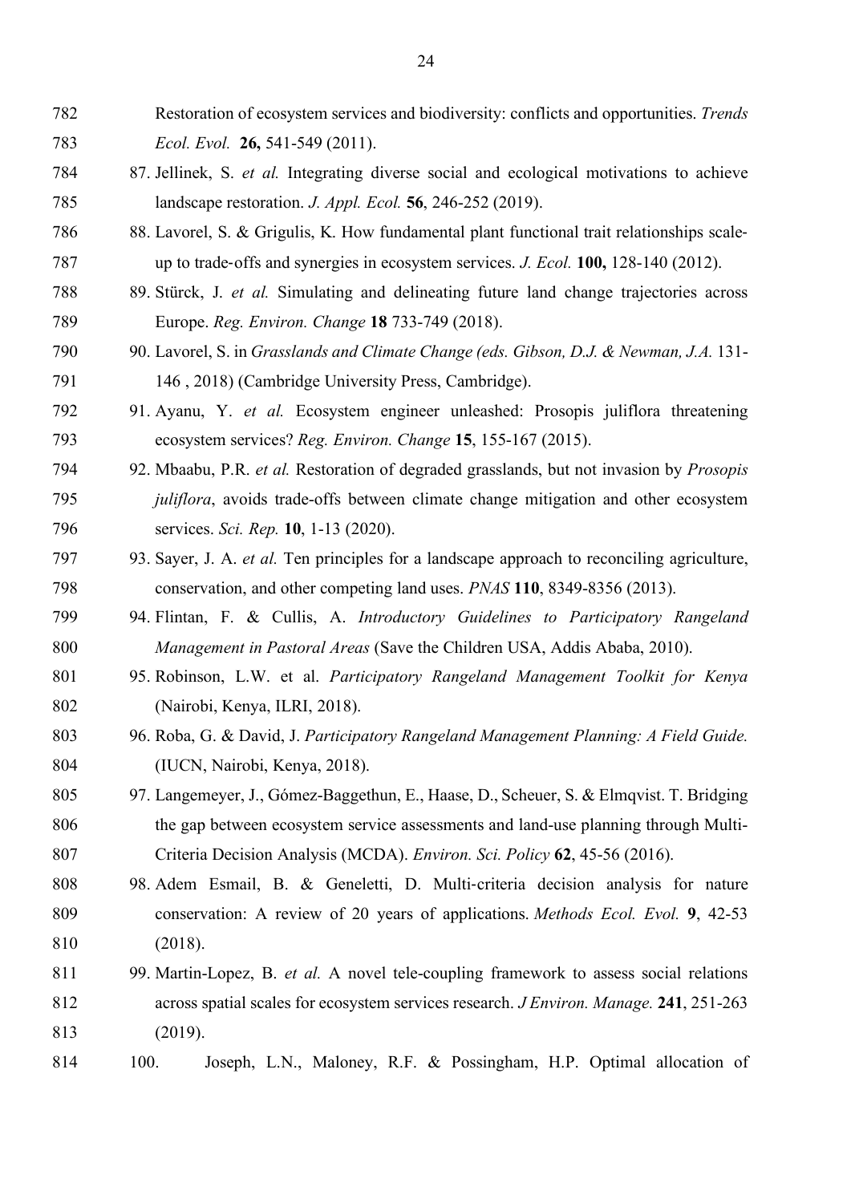Restoration of ecosystem services and biodiversity: conflicts and opportunities. *Trends Ecol. Evol.* **26,** 541-549 (2011).

87. Jellinek, S. *et al.* Integrating diverse social and ecological motivations to achieve landscape restoration. *J. Appl. Ecol.* **56**, 246-252 (2019).
88. Lavorel, S. & Grigulis, K. How fundamental plant functional trait relationships scale-up to trade-offs and synergies in ecosystem services. *J. Ecol.* **100,** 128-140 (2012).
89. Stürck, J. *et al.* Simulating and delineating future land change trajectories across Europe. *Reg. Environ. Change* **18** 733-749 (2018).
90. Lavorel, S. in *Grasslands and Climate Change (eds. Gibson, D.J. & Newman, J.A.* 131-146 , 2018) (Cambridge University Press, Cambridge).
91. Ayanu, Y. *et al.* Ecosystem engineer unleashed: Prosopis juliflora threatening ecosystem services? *Reg. Environ. Change* **15**, 155-167 (2015).
92. Mbaabu, P.R. *et al.* Restoration of degraded grasslands, but not invasion by *Prosopis juliflora*, avoids trade-offs between climate change mitigation and other ecosystem services. *Sci. Rep.* **10**, 1-13 (2020).
93. Sayer, J. A. *et al.* Ten principles for a landscape approach to reconciling agriculture, conservation, and other competing land uses. *PNAS* **110**, 8349-8356 (2013).
94. Flintan, F. & Cullis, A. *Introductory Guidelines to Participatory Rangeland Management in Pastoral Areas* (Save the Children USA, Addis Ababa, 2010).
95. Robinson, L.W. et al. *Participatory Rangeland Management Toolkit for Kenya* (Nairobi, Kenya, ILRI, 2018).
96. Roba, G. & David, J. *Participatory Rangeland Management Planning: A Field Guide.* (IUCN, Nairobi, Kenya, 2018).
97. Langemeyer, J., Gómez-Baggethun, E., Haase, D., Scheuer, S. & Elmqvist. T. Bridging the gap between ecosystem service assessments and land-use planning through Multi-Criteria Decision Analysis (MCDA). *Environ. Sci. Policy* **62**, 45-56 (2016).
98. Adem Esmail, B. & Geneletti, D. Multi-criteria decision analysis for nature conservation: A review of 20 years of applications. *Methods Ecol. Evol.* **9**, 42-53 (2018).
99. Martin-Lopez, B. *et al.* A novel tele-coupling framework to assess social relations across spatial scales for ecosystem services research. *J Environ. Manage.* **241**, 251-263 (2019).
100. Joseph, L.N., Maloney, R.F. & Possingham, H.P. Optimal allocation of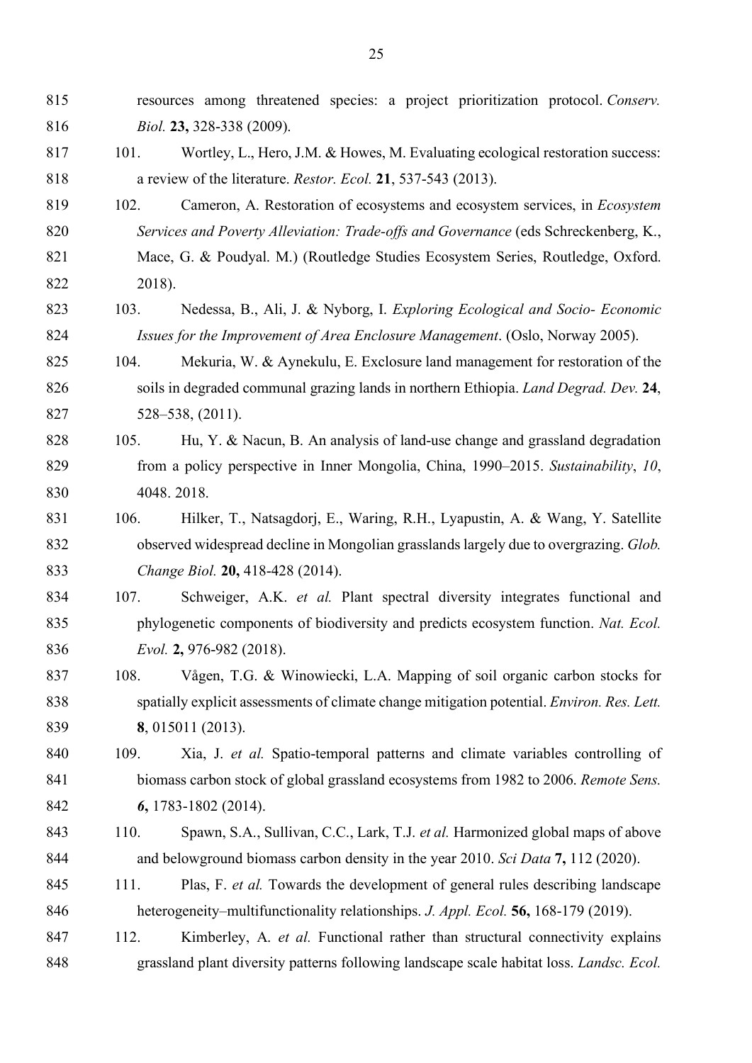resources among threatened species: a project prioritization protocol. *Conserv. Biol.* **23,** 328-338 (2009).

101. Wortley, L., Hero, J.M. & Howes, M. Evaluating ecological restoration success: a review of the literature. *Restor. Ecol.* **21**, 537-543 (2013).

102. Cameron, A. Restoration of ecosystems and ecosystem services, in *Ecosystem Services and Poverty Alleviation: Trade-offs and Governance* (eds Schreckenberg, K., Mace, G. & Poudyal. M.) (Routledge Studies Ecosystem Series, Routledge, Oxford. 2018).

103. Nedessa, B., Ali, J. & Nyborg, I. *Exploring Ecological and Socio- Economic Issues for the Improvement of Area Enclosure Management*. (Oslo, Norway 2005).

104. Mekuria, W. & Aynekulu, E. Exclosure land management for restoration of the soils in degraded communal grazing lands in northern Ethiopia. *Land Degrad. Dev.* **24**, 528–538, (2011).

105. Hu, Y. & Nacun, B. An analysis of land-use change and grassland degradation from a policy perspective in Inner Mongolia, China, 1990–2015. *Sustainability*, *10*, 4048. 2018.

106. Hilker, T., Natsagdorj, E., Waring, R.H., Lyapustin, A. & Wang, Y. Satellite observed widespread decline in Mongolian grasslands largely due to overgrazing. *Glob. Change Biol.* **20,** 418-428 (2014).

107. Schweiger, A.K. *et al.* Plant spectral diversity integrates functional and phylogenetic components of biodiversity and predicts ecosystem function. *Nat. Ecol. Evol.* **2,** 976-982 (2018).

108. Vågen, T.G. & Winowiecki, L.A. Mapping of soil organic carbon stocks for spatially explicit assessments of climate change mitigation potential. *Environ. Res. Lett.* **8**, 015011 (2013).

109. Xia, J. *et al.* Spatio-temporal patterns and climate variables controlling of biomass carbon stock of global grassland ecosystems from 1982 to 2006. *Remote Sens.* ***6*****,** 1783-1802 (2014).

110. Spawn, S.A., Sullivan, C.C., Lark, T.J. *et al.* Harmonized global maps of above and belowground biomass carbon density in the year 2010. *Sci Data* **7,** 112 (2020).

111. Plas, F. *et al.* Towards the development of general rules describing landscape heterogeneity–multifunctionality relationships. *J. Appl. Ecol.* **56,** 168-179 (2019).

112. Kimberley, A. *et al.* Functional rather than structural connectivity explains grassland plant diversity patterns following landscape scale habitat loss. *Landsc. Ecol.*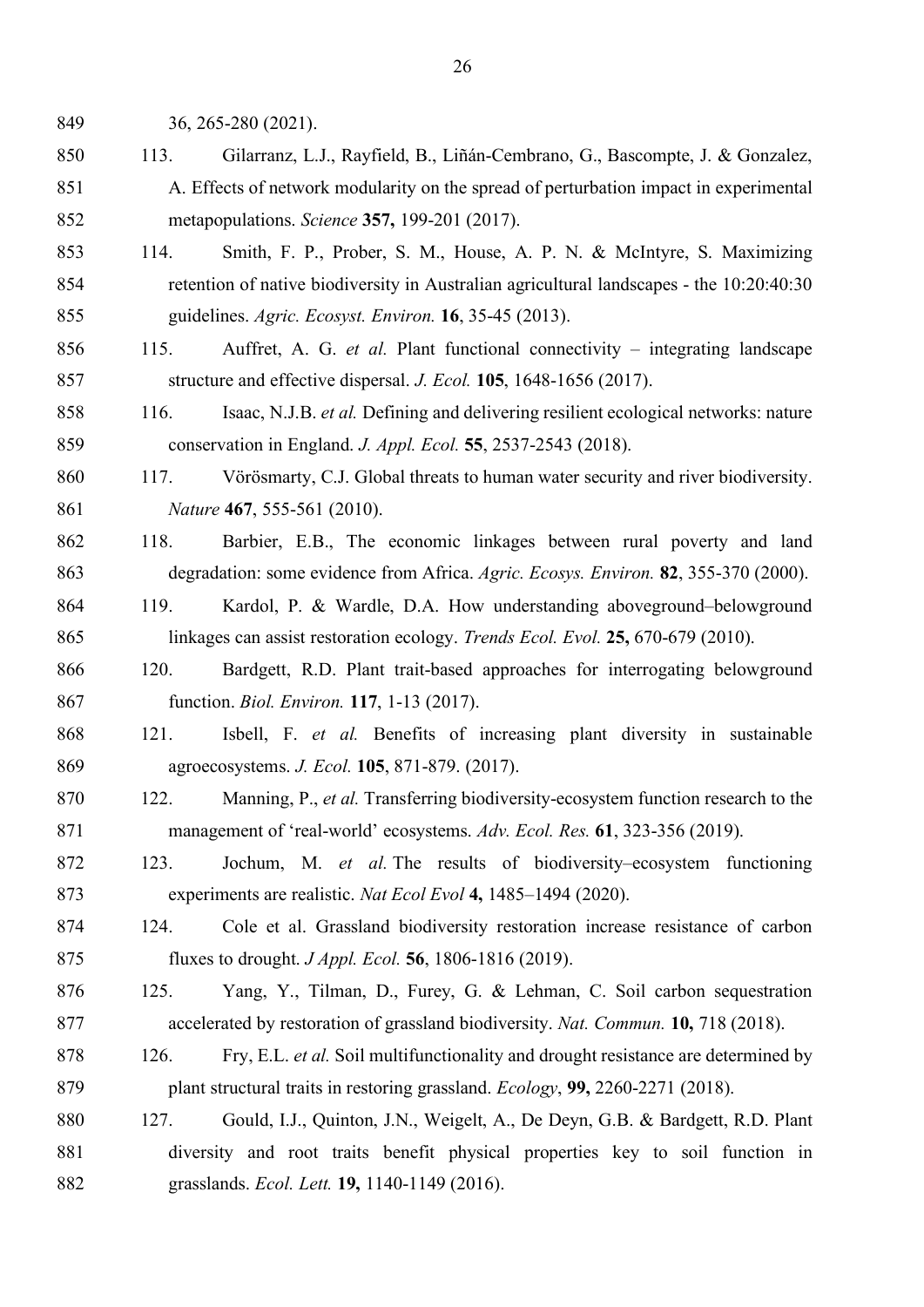36, 265-280 (2021).

113. Gilarranz, L.J., Rayfield, B., Liñán-Cembrano, G., Bascompte, J. & Gonzalez, A. Effects of network modularity on the spread of perturbation impact in experimental metapopulations. *Science* **357,** 199-201 (2017).

114. Smith, F. P., Prober, S. M., House, A. P. N. & McIntyre, S. Maximizing retention of native biodiversity in Australian agricultural landscapes - the 10:20:40:30 guidelines. *Agric. Ecosyst. Environ.* **16**, 35-45 (2013).

115. Auffret, A. G. *et al.* Plant functional connectivity – integrating landscape structure and effective dispersal. *J. Ecol.* **105**, 1648-1656 (2017).

116. Isaac, N.J.B. *et al.* Defining and delivering resilient ecological networks: nature conservation in England. *J. Appl. Ecol.* **55**, 2537-2543 (2018).

117. Vörösmarty, C.J. Global threats to human water security and river biodiversity. *Nature* **467**, 555-561 (2010).

118. Barbier, E.B., The economic linkages between rural poverty and land degradation: some evidence from Africa. *Agric. Ecosys. Environ.* **82**, 355-370 (2000).

119. Kardol, P. & Wardle, D.A. How understanding aboveground–belowground linkages can assist restoration ecology. *Trends Ecol. Evol.* **25,** 670-679 (2010).

120. Bardgett, R.D. Plant trait-based approaches for interrogating belowground function. *Biol. Environ.* **117**, 1-13 (2017).

121. Isbell, F. *et al.* Benefits of increasing plant diversity in sustainable agroecosystems. *J. Ecol.* **105**, 871-879. (2017).

122. Manning, P., *et al.* Transferring biodiversity-ecosystem function research to the management of 'real-world' ecosystems. *Adv. Ecol. Res.* **61**, 323-356 (2019).

123. Jochum, M. *et al.* The results of biodiversity–ecosystem functioning experiments are realistic. *Nat Ecol Evol* **4,** 1485–1494 (2020).

124. Cole et al. Grassland biodiversity restoration increase resistance of carbon fluxes to drought. *J Appl. Ecol.* **56**, 1806-1816 (2019).

125. Yang, Y., Tilman, D., Furey, G. & Lehman, C. Soil carbon sequestration accelerated by restoration of grassland biodiversity. *Nat. Commun.* **10,** 718 (2018).

126. Fry, E.L. *et al.* Soil multifunctionality and drought resistance are determined by plant structural traits in restoring grassland. *Ecology*, **99,** 2260-2271 (2018).

127. Gould, I.J., Quinton, J.N., Weigelt, A., De Deyn, G.B. & Bardgett, R.D. Plant diversity and root traits benefit physical properties key to soil function in grasslands. *Ecol. Lett.* **19,** 1140-1149 (2016).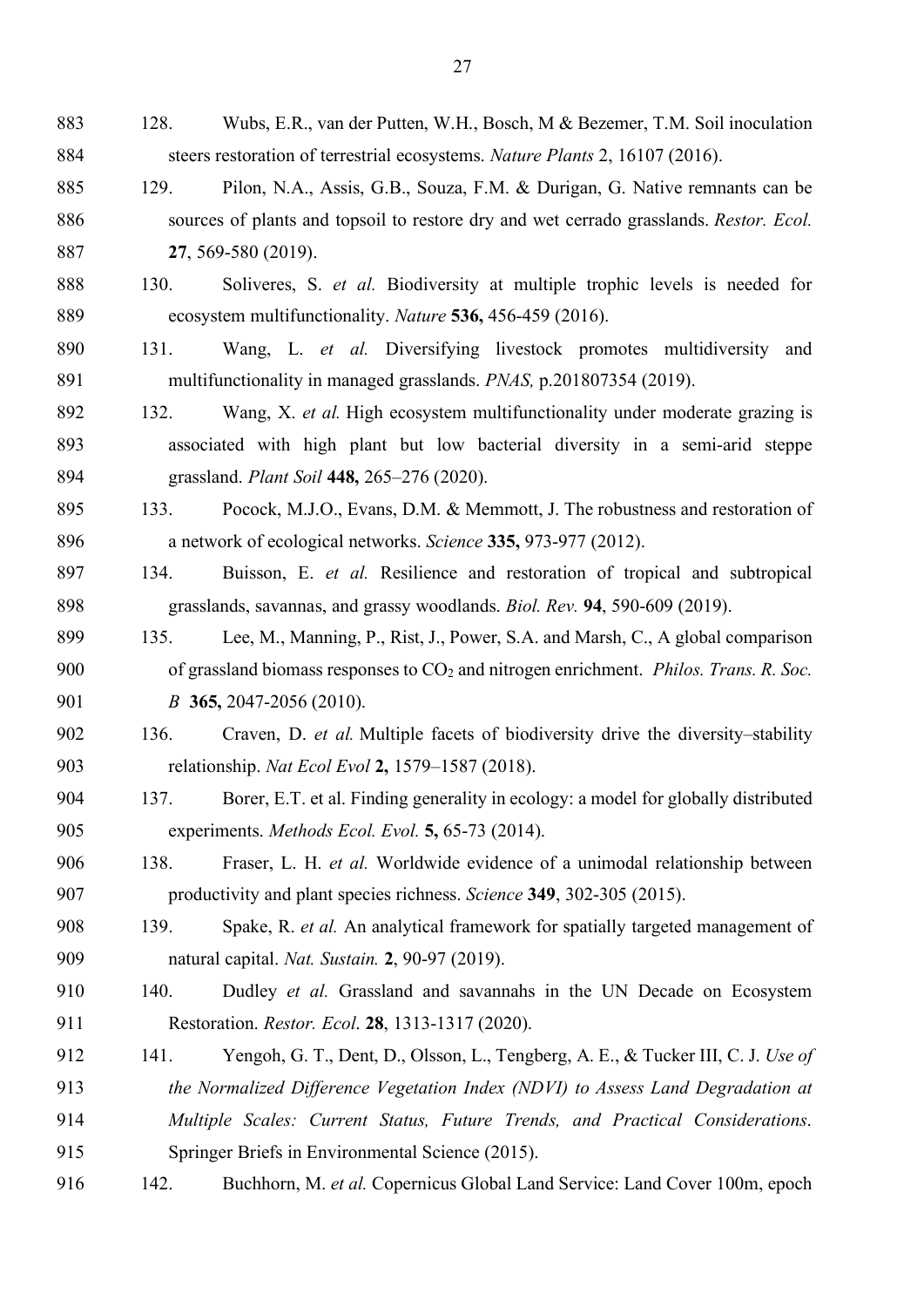128. Wubs, E.R., van der Putten, W.H., Bosch, M & Bezemer, T.M. Soil inoculation steers restoration of terrestrial ecosystems. *Nature Plants* 2, 16107 (2016).

129. Pilon, N.A., Assis, G.B., Souza, F.M. & Durigan, G. Native remnants can be sources of plants and topsoil to restore dry and wet cerrado grasslands. *Restor. Ecol.* **27**, 569-580 (2019).

130. Soliveres, S. *et al.* Biodiversity at multiple trophic levels is needed for ecosystem multifunctionality. *Nature* **536,** 456-459 (2016).

131. Wang, L. *et al.* Diversifying livestock promotes multidiversity and multifunctionality in managed grasslands. *PNAS,* p.201807354 (2019).

132. Wang, X. *et al.* High ecosystem multifunctionality under moderate grazing is associated with high plant but low bacterial diversity in a semi-arid steppe grassland. *Plant Soil* **448,** 265–276 (2020).

133. Pocock, M.J.O., Evans, D.M. & Memmott, J. The robustness and restoration of a network of ecological networks. *Science* **335,** 973-977 (2012).

134. Buisson, E. *et al.* Resilience and restoration of tropical and subtropical grasslands, savannas, and grassy woodlands. *Biol. Rev.* **94**, 590-609 (2019).

135. Lee, M., Manning, P., Rist, J., Power, S.A. and Marsh, C., A global comparison of grassland biomass responses to $CO_2$ and nitrogen enrichment. *Philos. Trans. R. Soc. B* **365,** 2047-2056 (2010).

136. Craven, D. *et al.* Multiple facets of biodiversity drive the diversity–stability relationship. *Nat Ecol Evol* **2,** 1579–1587 (2018).

137. Borer, E.T. et al. Finding generality in ecology: a model for globally distributed experiments. *Methods Ecol. Evol.* **5,** 65-73 (2014).

138. Fraser, L. H. *et al.* Worldwide evidence of a unimodal relationship between productivity and plant species richness. *Science* **349**, 302-305 (2015).

139. Spake, R. *et al.* An analytical framework for spatially targeted management of natural capital. *Nat. Sustain.* **2**, 90-97 (2019).

140. Dudley *et al.* Grassland and savannahs in the UN Decade on Ecosystem Restoration. *Restor. Ecol*. **28**, 1313-1317 (2020).

141. Yengoh, G. T., Dent, D., Olsson, L., Tengberg, A. E., & Tucker III, C. J. *Use of the Normalized Difference Vegetation Index (NDVI) to Assess Land Degradation at Multiple Scales: Current Status, Future Trends, and Practical Considerations*. Springer Briefs in Environmental Science (2015).

142. Buchhorn, M. *et al.* Copernicus Global Land Service: Land Cover 100m, epoch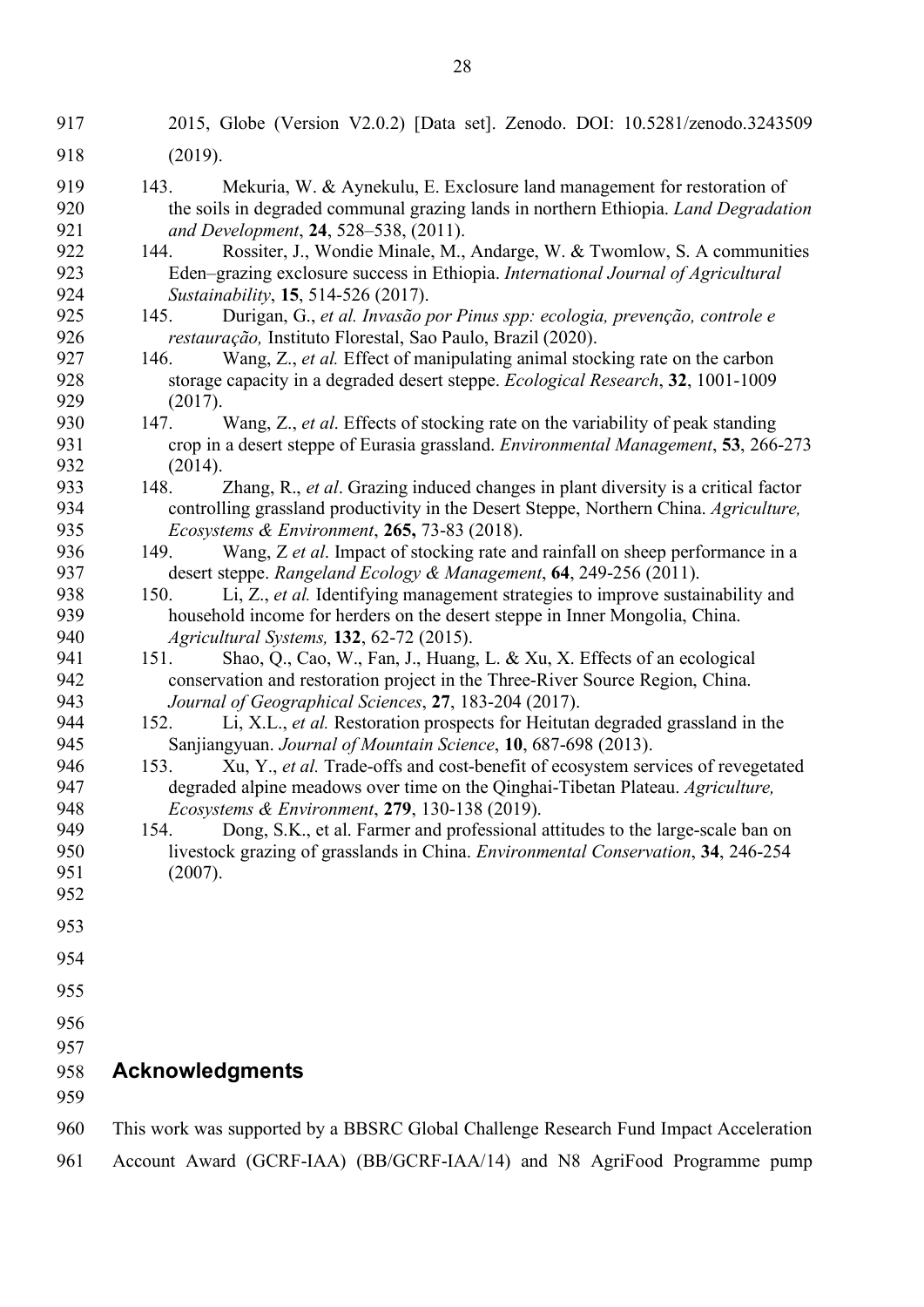2015, Globe (Version V2.0.2) [Data set]. Zenodo. DOI: 10.5281/zenodo.3243509 (2019).

143. Mekuria, W. & Aynekulu, E. Exclosure land management for restoration of the soils in degraded communal grazing lands in northern Ethiopia. *Land Degradation and Development*, **24**, 528–538, (2011).

144. Rossiter, J., Wondie Minale, M., Andarge, W. & Twomlow, S. A communities Eden–grazing exclosure success in Ethiopia. *International Journal of Agricultural Sustainability*, **15**, 514-526 (2017).

145. Durigan, G., *et al. Invasão por Pinus spp: ecologia, prevenção, controle e restauração,* Instituto Florestal, Sao Paulo, Brazil (2020).

146. Wang, Z., *et al.* Effect of manipulating animal stocking rate on the carbon storage capacity in a degraded desert steppe. *Ecological Research*, **32**, 1001-1009 (2017).

147. Wang, Z., *et al*. Effects of stocking rate on the variability of peak standing crop in a desert steppe of Eurasia grassland. *Environmental Management*, **53**, 266-273 (2014).

148. Zhang, R., *et al*. Grazing induced changes in plant diversity is a critical factor controlling grassland productivity in the Desert Steppe, Northern China. *Agriculture, Ecosystems & Environment*, **265,** 73-83 (2018).

149. Wang, Z *et al*. Impact of stocking rate and rainfall on sheep performance in a desert steppe. *Rangeland Ecology & Management*, **64**, 249-256 (2011).

150. Li, Z., *et al.* Identifying management strategies to improve sustainability and household income for herders on the desert steppe in Inner Mongolia, China. *Agricultural Systems,* **132**, 62-72 (2015).

151. Shao, Q., Cao, W., Fan, J., Huang, L. & Xu, X. Effects of an ecological conservation and restoration project in the Three-River Source Region, China. *Journal of Geographical Sciences*, **27**, 183-204 (2017).

152. Li, X.L., *et al.* Restoration prospects for Heitutan degraded grassland in the Sanjiangyuan. *Journal of Mountain Science*, **10**, 687-698 (2013).

153. Xu, Y., *et al.* Trade-offs and cost-benefit of ecosystem services of revegetated degraded alpine meadows over time on the Qinghai-Tibetan Plateau. *Agriculture, Ecosystems & Environment*, **279**, 130-138 (2019).

154. Dong, S.K., et al. Farmer and professional attitudes to the large-scale ban on livestock grazing of grasslands in China. *Environmental Conservation*, **34**, 246-254 (2007).

## Acknowledgments

This work was supported by a BBSRC Global Challenge Research Fund Impact Acceleration Account Award (GCRF-IAA) (BB/GCRF-IAA/14) and N8 AgriFood Programme pump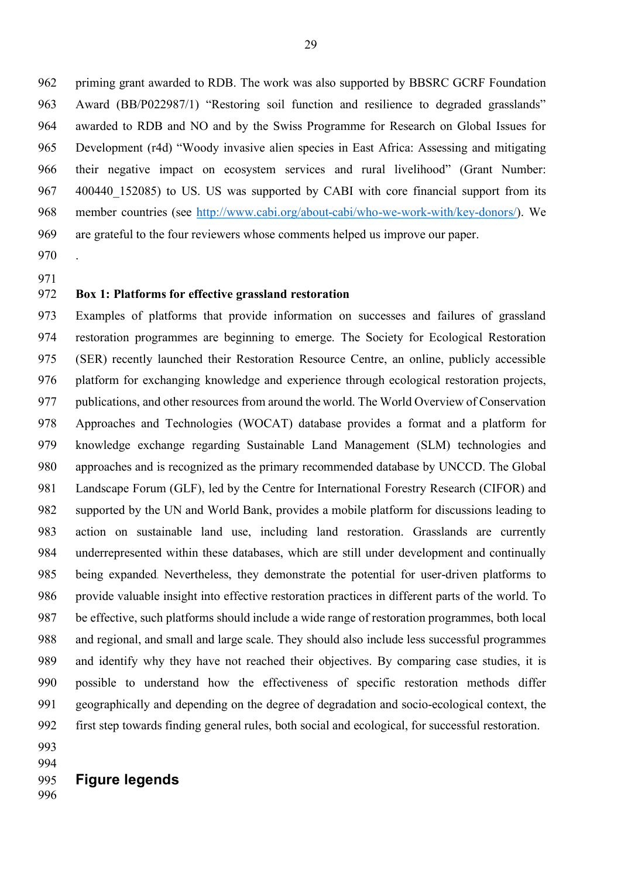priming grant awarded to RDB. The work was also supported by BBSRC GCRF Foundation Award (BB/P022987/1) "Restoring soil function and resilience to degraded grasslands" awarded to RDB and NO and by the Swiss Programme for Research on Global Issues for Development (r4d) "Woody invasive alien species in East Africa: Assessing and mitigating their negative impact on ecosystem services and rural livelihood" (Grant Number: 400440_152085) to US. US was supported by CABI with core financial support from its member countries (see http://www.cabi.org/about-cabi/who-we-work-with/key-donors/). We are grateful to the four reviewers whose comments helped us improve our paper.

.

**Box 1: Platforms for effective grassland restoration**

Examples of platforms that provide information on successes and failures of grassland restoration programmes are beginning to emerge. The Society for Ecological Restoration (SER) recently launched their Restoration Resource Centre, an online, publicly accessible platform for exchanging knowledge and experience through ecological restoration projects, publications, and other resources from around the world. The World Overview of Conservation Approaches and Technologies (WOCAT) database provides a format and a platform for knowledge exchange regarding Sustainable Land Management (SLM) technologies and approaches and is recognized as the primary recommended database by UNCCD. The Global Landscape Forum (GLF), led by the Centre for International Forestry Research (CIFOR) and supported by the UN and World Bank, provides a mobile platform for discussions leading to action on sustainable land use, including land restoration. Grasslands are currently underrepresented within these databases, which are still under development and continually being expanded. Nevertheless, they demonstrate the potential for user-driven platforms to provide valuable insight into effective restoration practices in different parts of the world. To be effective, such platforms should include a wide range of restoration programmes, both local and regional, and small and large scale. They should also include less successful programmes and identify why they have not reached their objectives. By comparing case studies, it is possible to understand how the effectiveness of specific restoration methods differ geographically and depending on the degree of degradation and socio-ecological context, the first step towards finding general rules, both social and ecological, for successful restoration.

## Figure legends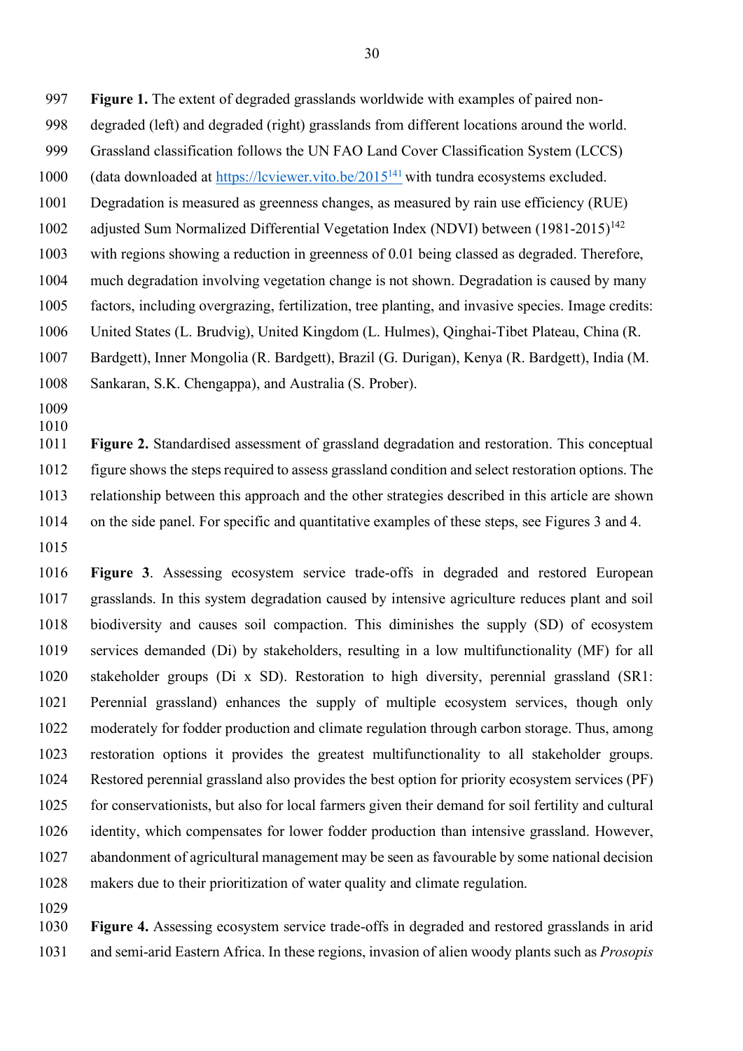**Figure 1.** The extent of degraded grasslands worldwide with examples of paired non-degraded (left) and degraded (right) grasslands from different locations around the world. Grassland classification follows the UN FAO Land Cover Classification System (LCCS) (data downloaded at https://lcviewer.vito.be/2015[141] with tundra ecosystems excluded. Degradation is measured as greenness changes, as measured by rain use efficiency (RUE) adjusted Sum Normalized Differential Vegetation Index (NDVI) between (1981-2015)[142] with regions showing a reduction in greenness of 0.01 being classed as degraded. Therefore, much degradation involving vegetation change is not shown. Degradation is caused by many factors, including overgrazing, fertilization, tree planting, and invasive species. Image credits: United States (L. Brudvig), United Kingdom (L. Hulmes), Qinghai-Tibet Plateau, China (R. Bardgett), Inner Mongolia (R. Bardgett), Brazil (G. Durigan), Kenya (R. Bardgett), India (M. Sankaran, S.K. Chengappa), and Australia (S. Prober).

**Figure 2.** Standardised assessment of grassland degradation and restoration. This conceptual figure shows the steps required to assess grassland condition and select restoration options. The relationship between this approach and the other strategies described in this article are shown on the side panel. For specific and quantitative examples of these steps, see Figures 3 and 4.

**Figure 3**. Assessing ecosystem service trade-offs in degraded and restored European grasslands. In this system degradation caused by intensive agriculture reduces plant and soil biodiversity and causes soil compaction. This diminishes the supply (SD) of ecosystem services demanded (Di) by stakeholders, resulting in a low multifunctionality (MF) for all stakeholder groups (Di x SD). Restoration to high diversity, perennial grassland (SR1: Perennial grassland) enhances the supply of multiple ecosystem services, though only moderately for fodder production and climate regulation through carbon storage. Thus, among restoration options it provides the greatest multifunctionality to all stakeholder groups. Restored perennial grassland also provides the best option for priority ecosystem services (PF) for conservationists, but also for local farmers given their demand for soil fertility and cultural identity, which compensates for lower fodder production than intensive grassland. However, abandonment of agricultural management may be seen as favourable by some national decision makers due to their prioritization of water quality and climate regulation.

**Figure 4.** Assessing ecosystem service trade-offs in degraded and restored grasslands in arid and semi-arid Eastern Africa. In these regions, invasion of alien woody plants such as *Prosopis*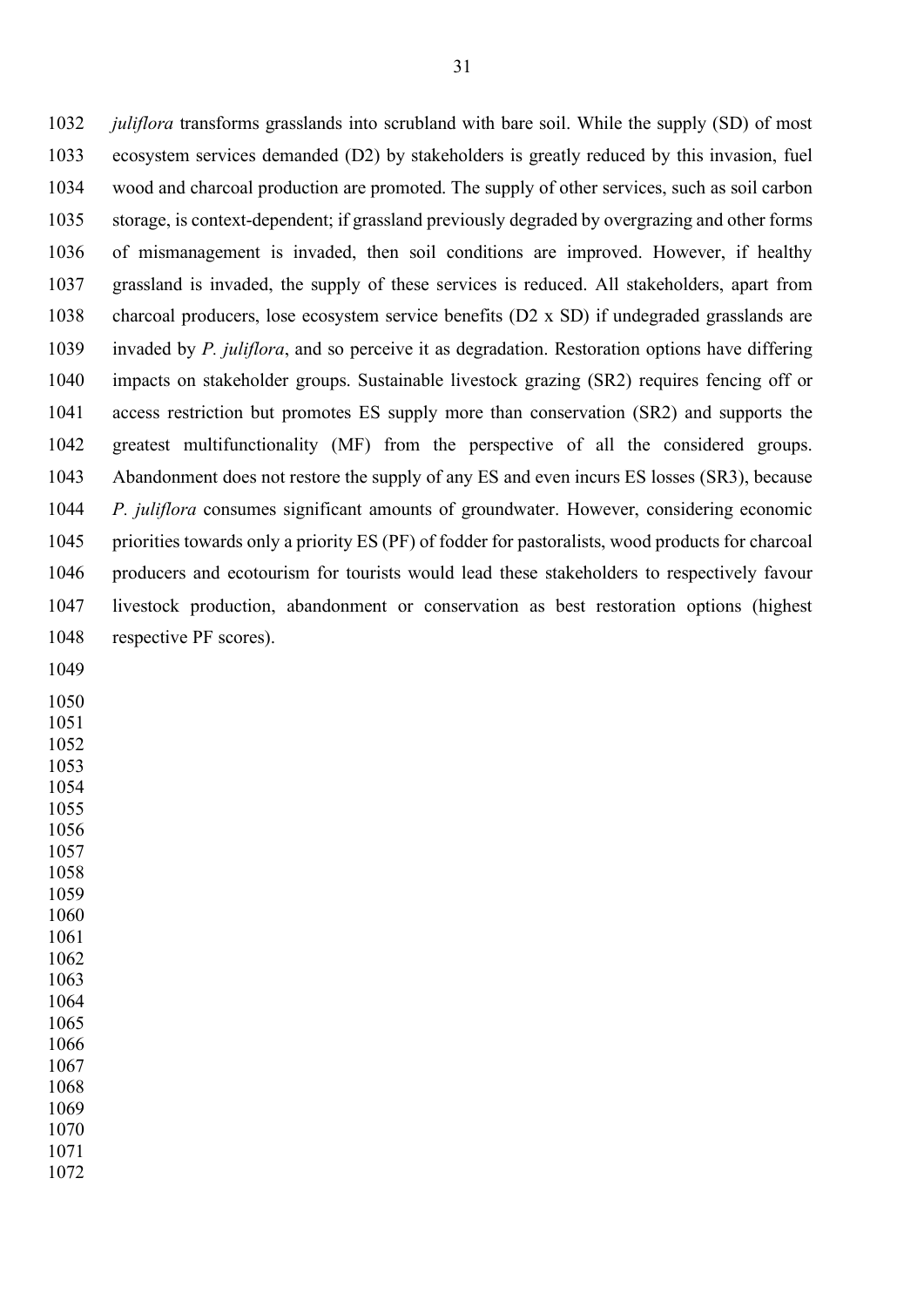*juliflora* transforms grasslands into scrubland with bare soil. While the supply (SD) of most ecosystem services demanded (D2) by stakeholders is greatly reduced by this invasion, fuel wood and charcoal production are promoted. The supply of other services, such as soil carbon storage, is context-dependent; if grassland previously degraded by overgrazing and other forms of mismanagement is invaded, then soil conditions are improved. However, if healthy grassland is invaded, the supply of these services is reduced. All stakeholders, apart from charcoal producers, lose ecosystem service benefits (D2 x SD) if undegraded grasslands are invaded by *P. juliflora*, and so perceive it as degradation. Restoration options have differing impacts on stakeholder groups. Sustainable livestock grazing (SR2) requires fencing off or access restriction but promotes ES supply more than conservation (SR2) and supports the greatest multifunctionality (MF) from the perspective of all the considered groups. Abandonment does not restore the supply of any ES and even incurs ES losses (SR3), because *P. juliflora* consumes significant amounts of groundwater. However, considering economic priorities towards only a priority ES (PF) of fodder for pastoralists, wood products for charcoal producers and ecotourism for tourists would lead these stakeholders to respectively favour livestock production, abandonment or conservation as best restoration options (highest respective PF scores).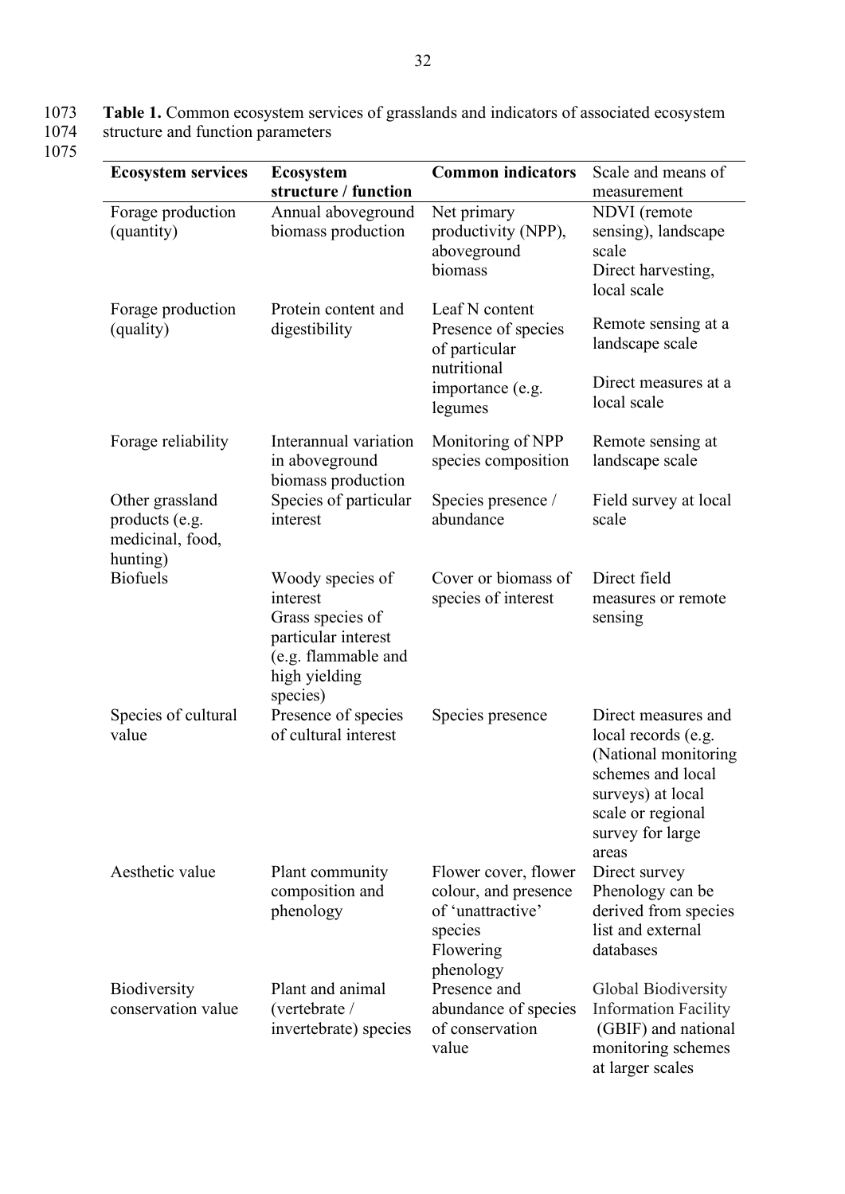**Table 1.** Common ecosystem services of grasslands and indicators of associated ecosystem structure and function parameters

| **Ecosystem services** | **Ecosystem structure / function** | **Common indicators** | Scale and means of measurement |
|---|---|---|---|
| Forage production (quantity) | Annual aboveground biomass production | Net primary productivity (NPP), aboveground biomass | NDVI (remote sensing), landscape scale<br>Direct harvesting, local scale |
| Forage production (quality) | Protein content and digestibility | Leaf N content<br>Presence of species of particular nutritional importance (e.g. legumes | Remote sensing at a landscape scale<br>Direct measures at a local scale |
| Forage reliability | Interannual variation in aboveground biomass production | Monitoring of NPP species composition | Remote sensing at landscape scale |
| Other grassland products (e.g. medicinal, food, hunting) | Species of particular interest | Species presence / abundance | Field survey at local scale |
| Biofuels | Woody species of interest<br>Grass species of particular interest (e.g. flammable and high yielding species) | Cover or biomass of species of interest | Direct field measures or remote sensing |
| Species of cultural value | Presence of species of cultural interest | Species presence | Direct measures and local records (e.g. (National monitoring schemes and local surveys) at local scale or regional survey for large areas |
| Aesthetic value | Plant community composition and phenology | Flower cover, flower colour, and presence of 'unattractive' species<br>Flowering phenology | Direct survey<br>Phenology can be derived from species list and external databases |
| Biodiversity conservation value | Plant and animal (vertebrate / invertebrate) species | Presence and abundance of species of conservation value | Global Biodiversity Information Facility (GBIF) and national monitoring schemes at larger scales |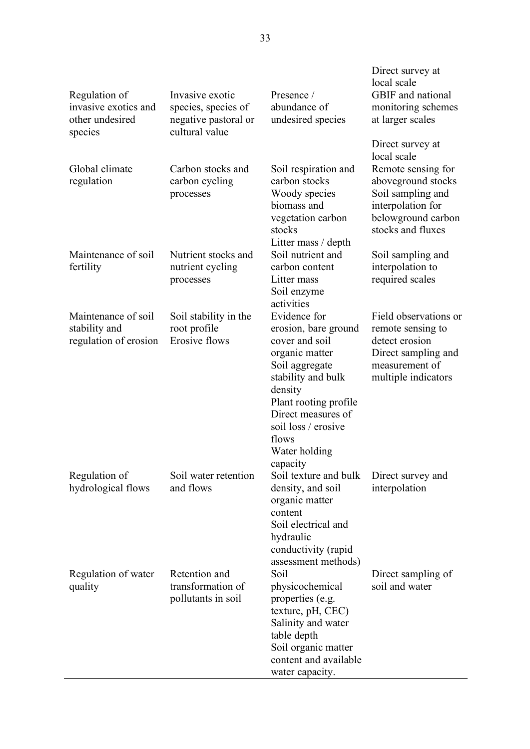| | | | |
|---|---|---|---|
| Regulation of invasive exotics and other undesired species | Invasive exotic species, species of negative pastoral or cultural value | Presence / abundance of undesired species | Direct survey at local scale<br>GBIF and national monitoring schemes at larger scales |
| Global climate regulation | Carbon stocks and carbon cycling processes | Soil respiration and carbon stocks<br>Woody species biomass and vegetation carbon stocks<br>Litter mass / depth | Direct survey at local scale<br>Remote sensing for aboveground stocks<br>Soil sampling and interpolation for belowground carbon stocks and fluxes |
| Maintenance of soil fertility | Nutrient stocks and nutrient cycling processes | Soil nutrient and carbon content<br>Litter mass<br>Soil enzyme activities | Soil sampling and interpolation to required scales |
| Maintenance of soil stability and regulation of erosion | Soil stability in the root profile<br>Erosive flows | Evidence for erosion, bare ground cover and soil organic matter<br>Soil aggregate stability and bulk density<br>Plant rooting profile<br>Direct measures of soil loss / erosive flows<br>Water holding capacity | Field observations or remote sensing to detect erosion<br>Direct sampling and measurement of multiple indicators |
| Regulation of hydrological flows | Soil water retention and flows | Soil texture and bulk density, and soil organic matter content<br>Soil electrical and hydraulic conductivity (rapid assessment methods) | Direct survey and interpolation |
| Regulation of water quality | Retention and transformation of pollutants in soil | Soil physicochemical properties (e.g. texture, pH, CEC)<br>Salinity and water table depth<br>Soil organic matter content and available water capacity. | Direct sampling of soil and water |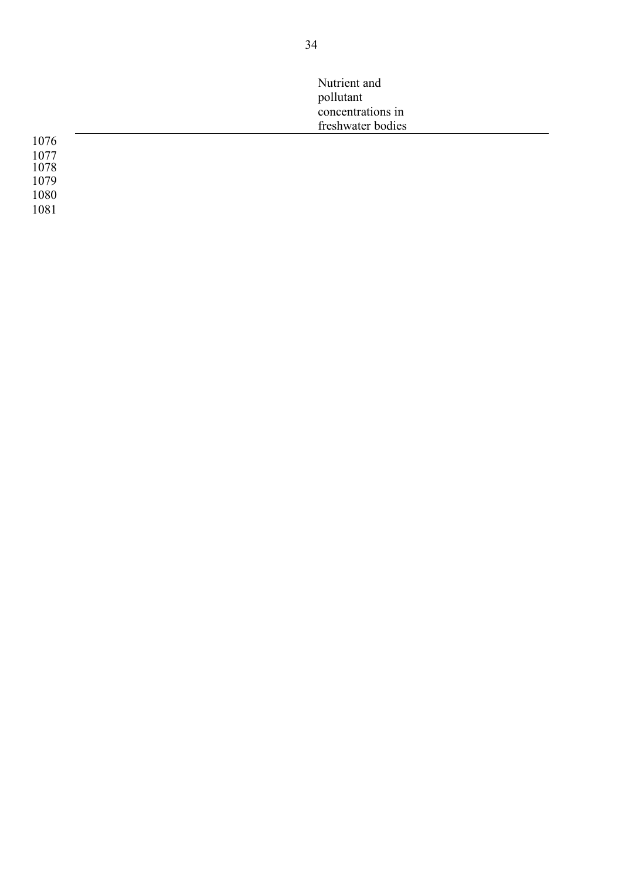| | |
|---|---|
| | Nutrient and pollutant concentrations in freshwater bodies |